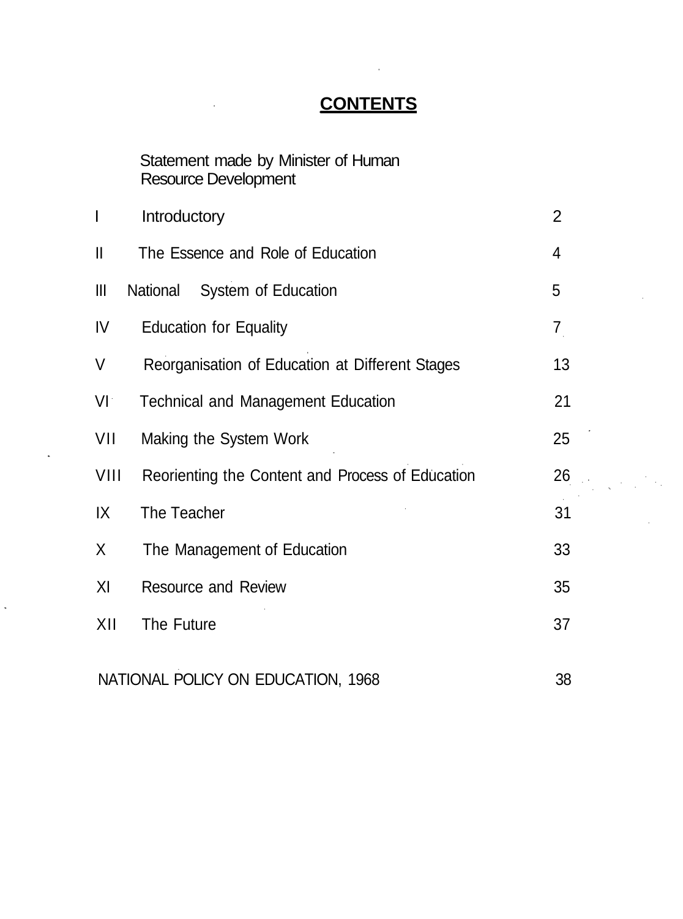# CONTENTS

| | | |
|---|---|---|
| | Statement made by Minister of Human Resource Development | |
| I | Introductory | 2 |
| II | The Essence and Role of Education | 4 |
| III | National System of Education | 5 |
| IV | Education for Equality | 7 |
| V | Reorganisation of Education at Different Stages | 13 |
| VI | Technical and Management Education | 21 |
| VII | Making the System Work | 25 |
| VIII | Reorienting the Content and Process of Education | 26 |
| IX | The Teacher | 31 |
| X | The Management of Education | 33 |
| XI | Resource and Review | 35 |
| XII | The Future | 37 |
| | NATIONAL POLICY ON EDUCATION, 1968 | 38 |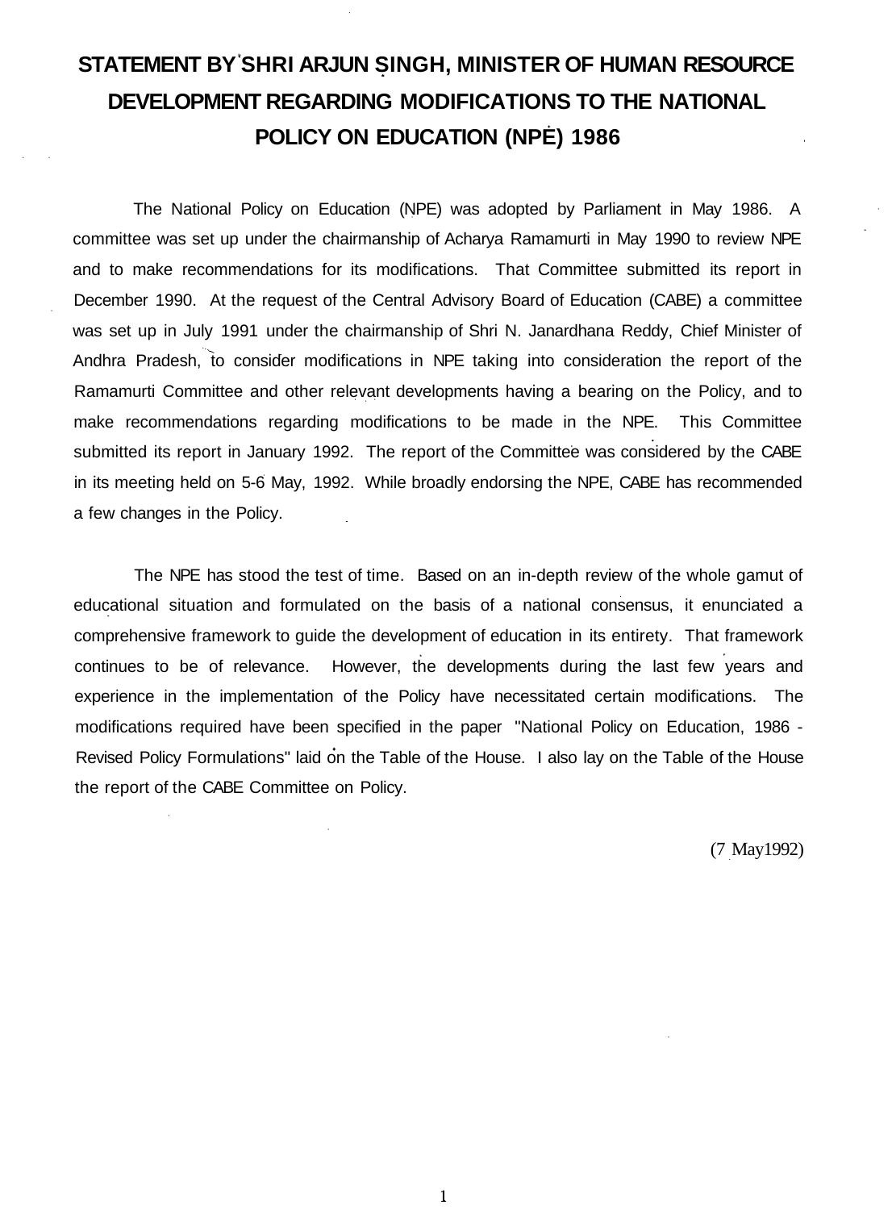# STATEMENT BY SHRI ARJUN SINGH, MINISTER OF HUMAN RESOURCE DEVELOPMENT REGARDING MODIFICATIONS TO THE NATIONAL POLICY ON EDUCATION (NPE) 1986

The National Policy on Education (NPE) was adopted by Parliament in May 1986. A committee was set up under the chairmanship of Acharya Ramamurti in May 1990 to review NPE and to make recommendations for its modifications. That Committee submitted its report in December 1990. At the request of the Central Advisory Board of Education (CABE) a committee was set up in July 1991 under the chairmanship of Shri N. Janardhana Reddy, Chief Minister of Andhra Pradesh, to consider modifications in NPE taking into consideration the report of the Ramamurti Committee and other relevant developments having a bearing on the Policy, and to make recommendations regarding modifications to be made in the NPE. This Committee submitted its report in January 1992. The report of the Committee was considered by the CABE in its meeting held on 5-6 May, 1992. While broadly endorsing the NPE, CABE has recommended a few changes in the Policy.

The NPE has stood the test of time. Based on an in-depth review of the whole gamut of educational situation and formulated on the basis of a national consensus, it enunciated a comprehensive framework to guide the development of education in its entirety. That framework continues to be of relevance. However, the developments during the last few years and experience in the implementation of the Policy have necessitated certain modifications. The modifications required have been specified in the paper "National Policy on Education, 1986 - Revised Policy Formulations" laid on the Table of the House. I also lay on the Table of the House the report of the CABE Committee on Policy.

(7 May 1992)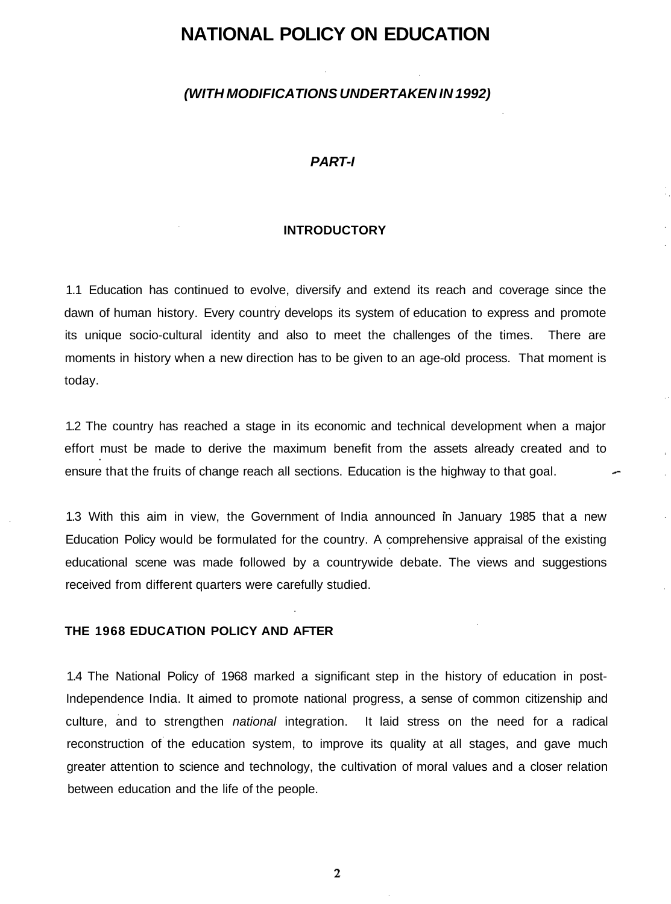# NATIONAL POLICY ON EDUCATION

***(WITH MODIFICATIONS UNDERTAKEN IN 1992)***

## *PART-I*

### INTRODUCTORY

1.1 Education has continued to evolve, diversify and extend its reach and coverage since the dawn of human history. Every country develops its system of education to express and promote its unique socio-cultural identity and also to meet the challenges of the times. There are moments in history when a new direction has to be given to an age-old process. That moment is today.

1.2 The country has reached a stage in its economic and technical development when a major effort must be made to derive the maximum benefit from the assets already created and to ensure that the fruits of change reach all sections. Education is the highway to that goal.

1.3 With this aim in view, the Government of India announced in January 1985 that a new Education Policy would be formulated for the country. A comprehensive appraisal of the existing educational scene was made followed by a countrywide debate. The views and suggestions received from different quarters were carefully studied.

### THE 1968 EDUCATION POLICY AND AFTER

1.4 The National Policy of 1968 marked a significant step in the history of education in post-Independence India. It aimed to promote national progress, a sense of common citizenship and culture, and to strengthen *national* integration. It laid stress on the need for a radical reconstruction of the education system, to improve its quality at all stages, and gave much greater attention to science and technology, the cultivation of moral values and a closer relation between education and the life of the people.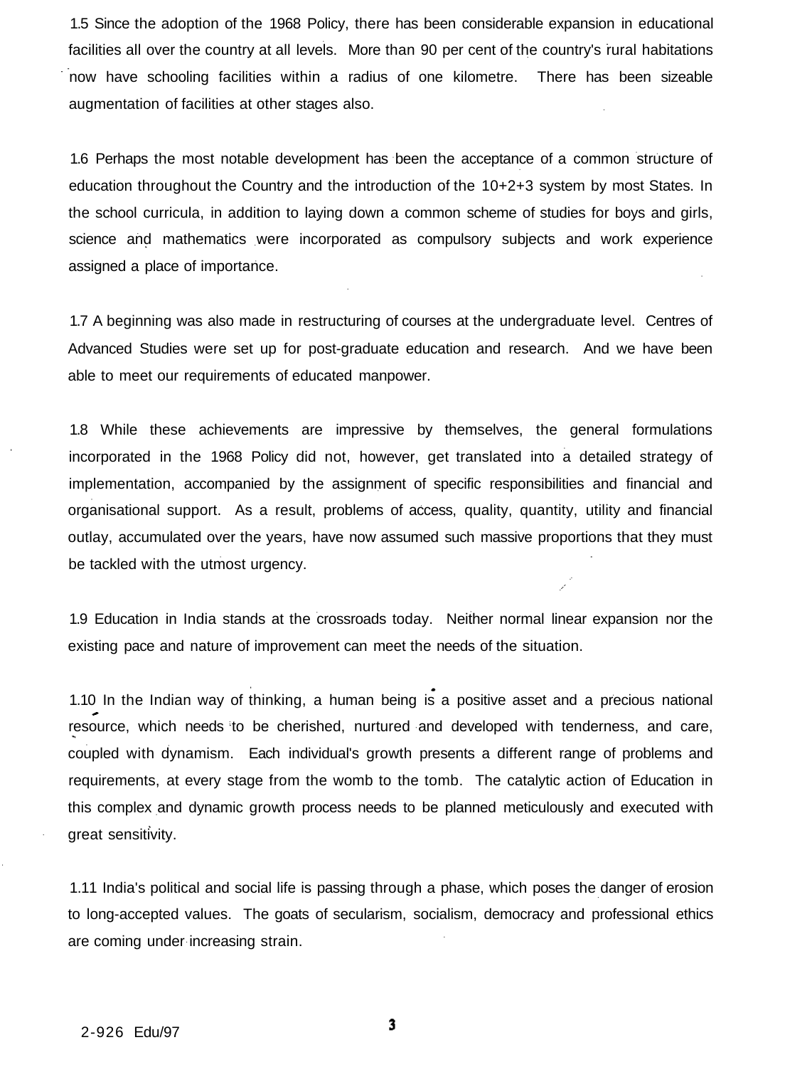1.5 Since the adoption of the 1968 Policy, there has been considerable expansion in educational facilities all over the country at all levels. More than 90 per cent of the country's rural habitations now have schooling facilities within a radius of one kilometre. There has been sizeable augmentation of facilities at other stages also.

1.6 Perhaps the most notable development has been the acceptance of a common structure of education throughout the Country and the introduction of the 10+2+3 system by most States. In the school curricula, in addition to laying down a common scheme of studies for boys and girls, science and mathematics were incorporated as compulsory subjects and work experience assigned a place of importance.

1.7 A beginning was also made in restructuring of courses at the undergraduate level. Centres of Advanced Studies were set up for post-graduate education and research. And we have been able to meet our requirements of educated manpower.

1.8 While these achievements are impressive by themselves, the general formulations incorporated in the 1968 Policy did not, however, get translated into a detailed strategy of implementation, accompanied by the assignment of specific responsibilities and financial and organisational support. As a result, problems of access, quality, quantity, utility and financial outlay, accumulated over the years, have now assumed such massive proportions that they must be tackled with the utmost urgency.

1.9 Education in India stands at the crossroads today. Neither normal linear expansion nor the existing pace and nature of improvement can meet the needs of the situation.

1.10 In the Indian way of thinking, a human being is a positive asset and a precious national resource, which needs to be cherished, nurtured and developed with tenderness, and care, coupled with dynamism. Each individual's growth presents a different range of problems and requirements, at every stage from the womb to the tomb. The catalytic action of Education in this complex and dynamic growth process needs to be planned meticulously and executed with great sensitivity.

1.11 India's political and social life is passing through a phase, which poses the danger of erosion to long-accepted values. The goats of secularism, socialism, democracy and professional ethics are coming under increasing strain.

2-926 Edu/97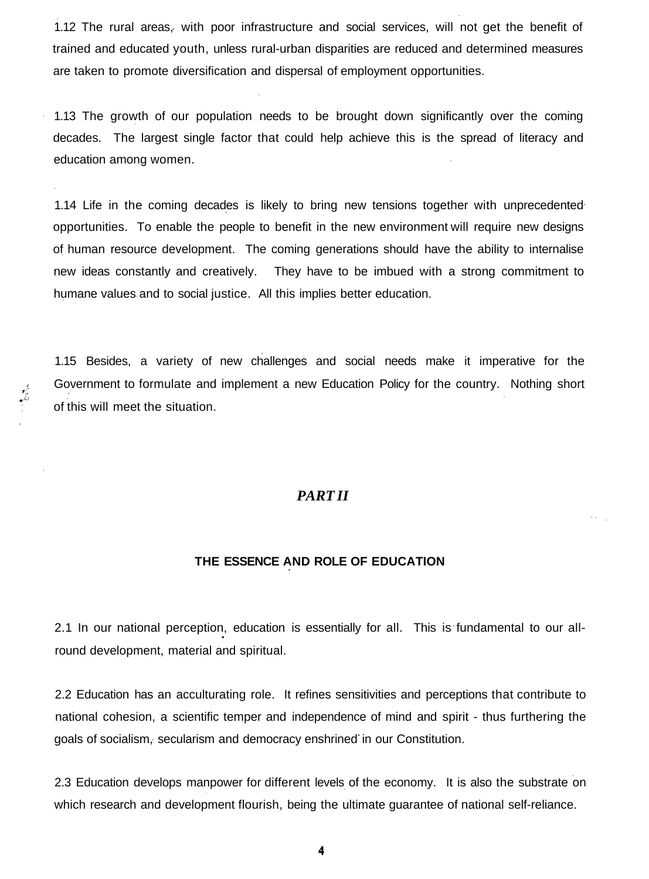1.12 The rural areas, with poor infrastructure and social services, will not get the benefit of trained and educated youth, unless rural-urban disparities are reduced and determined measures are taken to promote diversification and dispersal of employment opportunities.

1.13 The growth of our population needs to be brought down significantly over the coming decades. The largest single factor that could help achieve this is the spread of literacy and education among women.

1.14 Life in the coming decades is likely to bring new tensions together with unprecedented opportunities. To enable the people to benefit in the new environment will require new designs of human resource development. The coming generations should have the ability to internalise new ideas constantly and creatively. They have to be imbued with a strong commitment to humane values and to social justice. All this implies better education.

1.15 Besides, a variety of new challenges and social needs make it imperative for the Government to formulate and implement a new Education Policy for the country. Nothing short of this will meet the situation.

## *PART II*

### THE ESSENCE AND ROLE OF EDUCATION

2.1 In our national perception, education is essentially for all. This is fundamental to our all-round development, material and spiritual.

2.2 Education has an acculturating role. It refines sensitivities and perceptions that contribute to national cohesion, a scientific temper and independence of mind and spirit - thus furthering the goals of socialism, secularism and democracy enshrined in our Constitution.

2.3 Education develops manpower for different levels of the economy. It is also the substrate on which research and development flourish, being the ultimate guarantee of national self-reliance.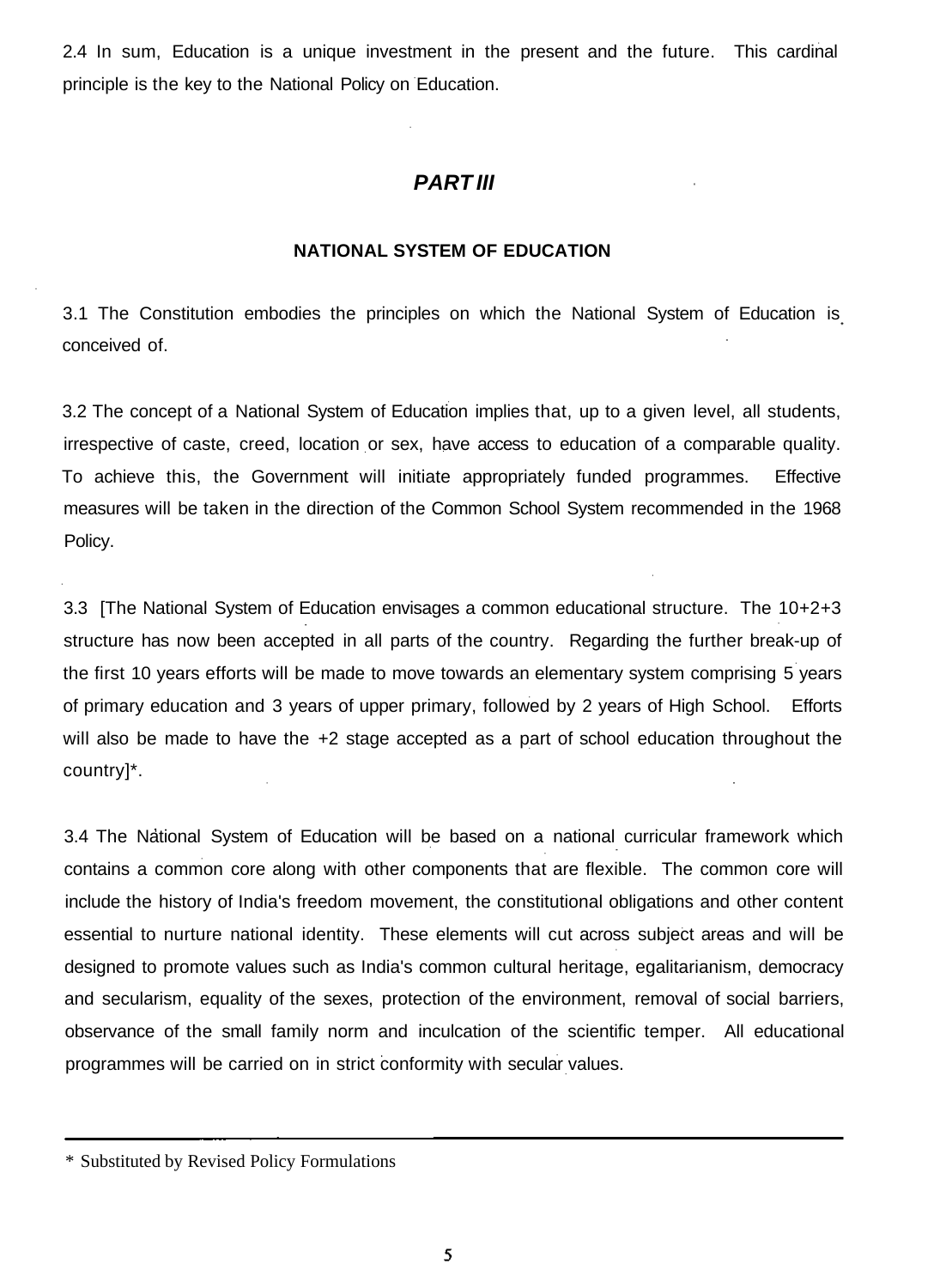2.4 In sum, Education is a unique investment in the present and the future. This cardinal principle is the key to the National Policy on Education.

## *PART III*

### NATIONAL SYSTEM OF EDUCATION

3.1 The Constitution embodies the principles on which the National System of Education is conceived of.

3.2 The concept of a National System of Education implies that, up to a given level, all students, irrespective of caste, creed, location or sex, have access to education of a comparable quality. To achieve this, the Government will initiate appropriately funded programmes. Effective measures will be taken in the direction of the Common School System recommended in the 1968 Policy.

3.3 [The National System of Education envisages a common educational structure. The 10+2+3 structure has now been accepted in all parts of the country. Regarding the further break-up of the first 10 years efforts will be made to move towards an elementary system comprising 5 years of primary education and 3 years of upper primary, followed by 2 years of High School. Efforts will also be made to have the +2 stage accepted as a part of school education throughout the country]*.

3.4 The National System of Education will be based on a national curricular framework which contains a common core along with other components that are flexible. The common core will include the history of India's freedom movement, the constitutional obligations and other content essential to nurture national identity. These elements will cut across subject areas and will be designed to promote values such as India's common cultural heritage, egalitarianism, democracy and secularism, equality of the sexes, protection of the environment, removal of social barriers, observance of the small family norm and inculcation of the scientific temper. All educational programmes will be carried on in strict conformity with secular values.

---

* Substituted by Revised Policy Formulations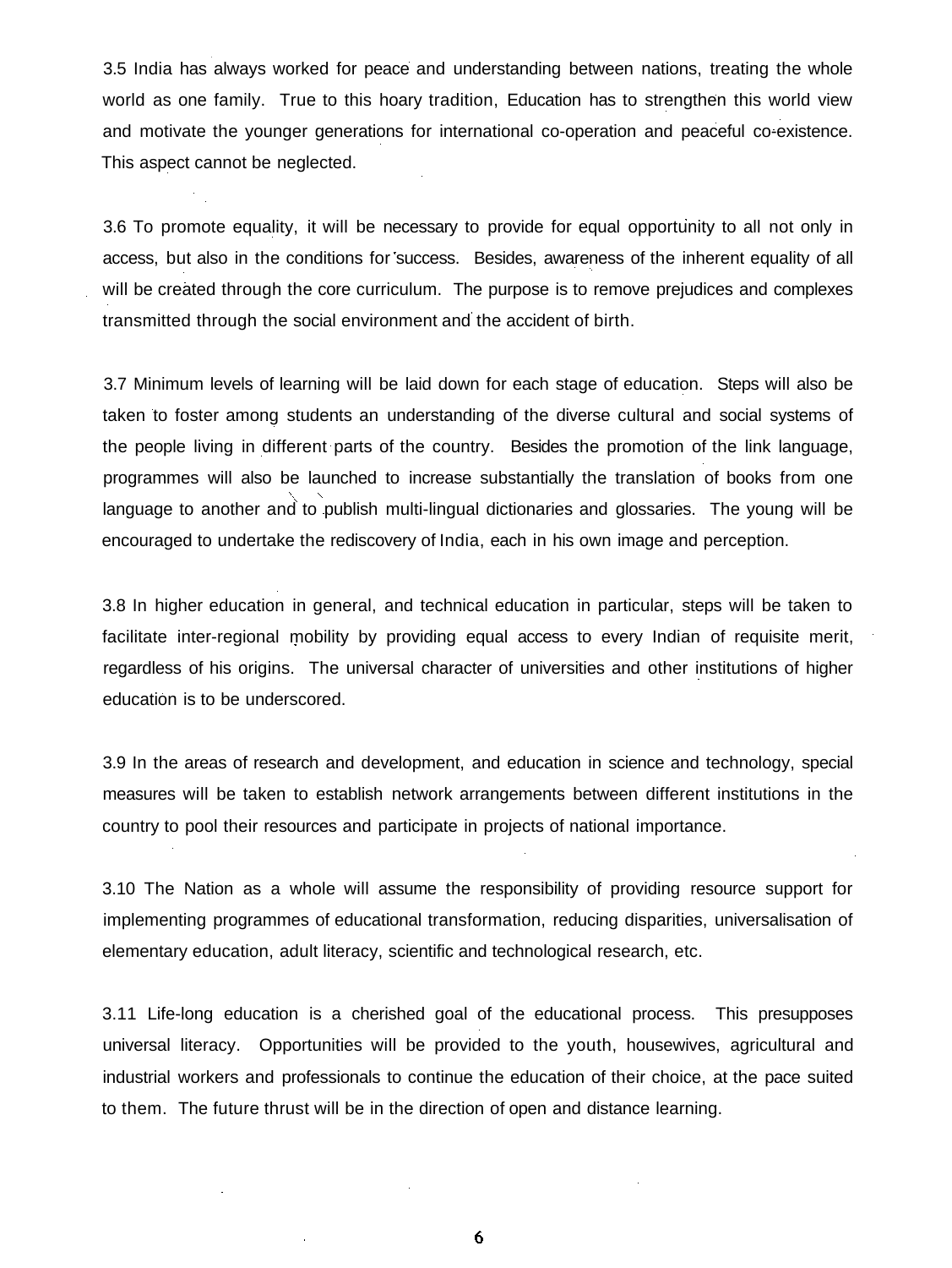3.5 India has always worked for peace and understanding between nations, treating the whole world as one family. True to this hoary tradition, Education has to strengthen this world view and motivate the younger generations for international co-operation and peaceful co-existence. This aspect cannot be neglected.

3.6 To promote equality, it will be necessary to provide for equal opportunity to all not only in access, but also in the conditions for success. Besides, awareness of the inherent equality of all will be created through the core curriculum. The purpose is to remove prejudices and complexes transmitted through the social environment and the accident of birth.

3.7 Minimum levels of learning will be laid down for each stage of education. Steps will also be taken to foster among students an understanding of the diverse cultural and social systems of the people living in different parts of the country. Besides the promotion of the link language, programmes will also be launched to increase substantially the translation of books from one language to another and to publish multi-lingual dictionaries and glossaries. The young will be encouraged to undertake the rediscovery of India, each in his own image and perception.

3.8 In higher education in general, and technical education in particular, steps will be taken to facilitate inter-regional mobility by providing equal access to every Indian of requisite merit, regardless of his origins. The universal character of universities and other institutions of higher education is to be underscored.

3.9 In the areas of research and development, and education in science and technology, special measures will be taken to establish network arrangements between different institutions in the country to pool their resources and participate in projects of national importance.

3.10 The Nation as a whole will assume the responsibility of providing resource support for implementing programmes of educational transformation, reducing disparities, universalisation of elementary education, adult literacy, scientific and technological research, etc.

3.11 Life-long education is a cherished goal of the educational process. This presupposes universal literacy. Opportunities will be provided to the youth, housewives, agricultural and industrial workers and professionals to continue the education of their choice, at the pace suited to them. The future thrust will be in the direction of open and distance learning.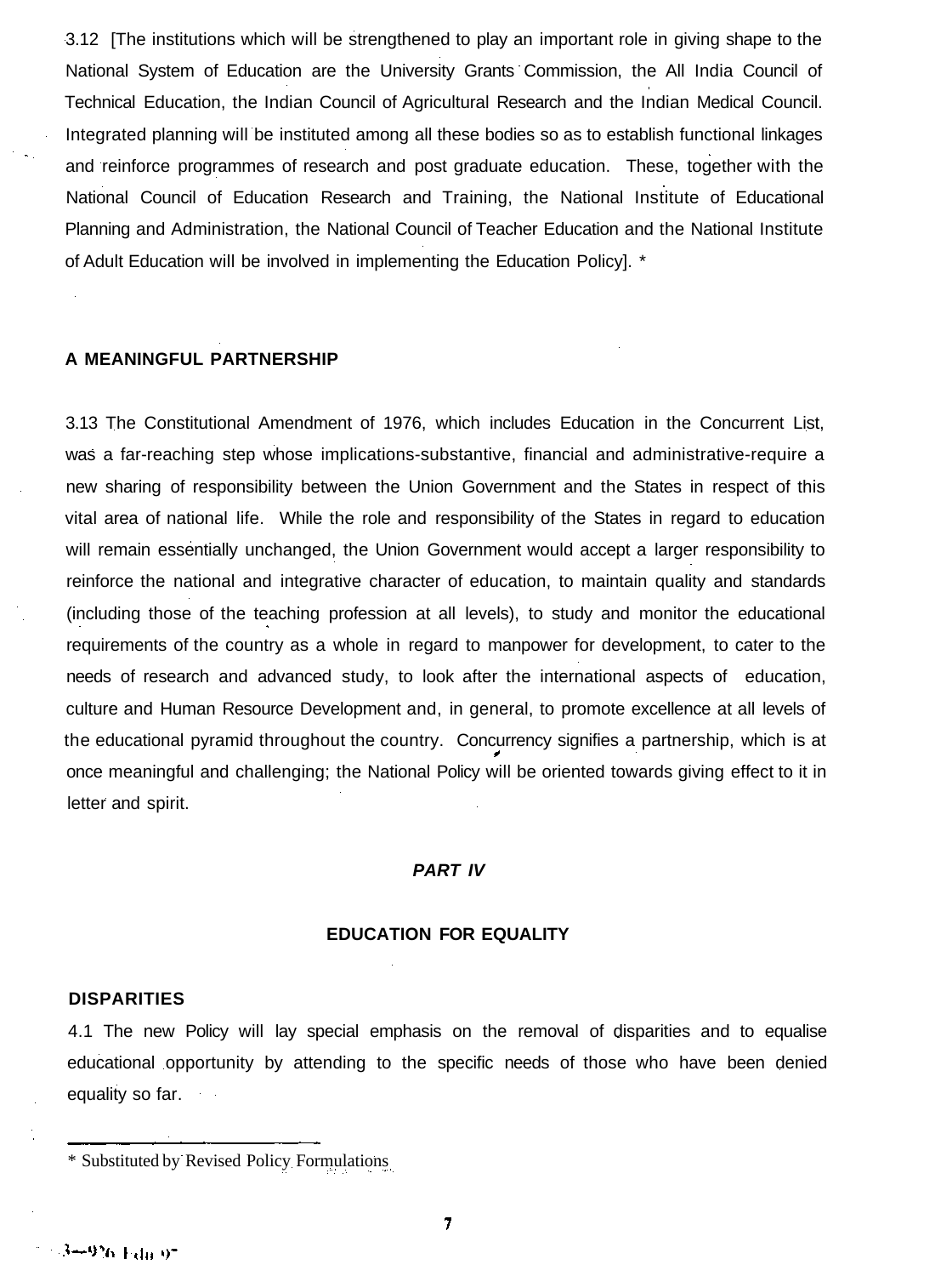3.12 [The institutions which will be strengthened to play an important role in giving shape to the National System of Education are the University Grants Commission, the All India Council of Technical Education, the Indian Council of Agricultural Research and the Indian Medical Council. Integrated planning will be instituted among all these bodies so as to establish functional linkages and reinforce programmes of research and post graduate education. These, together with the National Council of Education Research and Training, the National Institute of Educational Planning and Administration, the National Council of Teacher Education and the National Institute of Adult Education will be involved in implementing the Education Policy]. *

### A MEANINGFUL PARTNERSHIP

3.13 The Constitutional Amendment of 1976, which includes Education in the Concurrent List, was a far-reaching step whose implications-substantive, financial and administrative-require a new sharing of responsibility between the Union Government and the States in respect of this vital area of national life. While the role and responsibility of the States in regard to education will remain essentially unchanged, the Union Government would accept a larger responsibility to reinforce the national and integrative character of education, to maintain quality and standards (including those of the teaching profession at all levels), to study and monitor the educational requirements of the country as a whole in regard to manpower for development, to cater to the needs of research and advanced study, to look after the international aspects of education, culture and Human Resource Development and, in general, to promote excellence at all levels of the educational pyramid throughout the country. Concurrency signifies a partnership, which is at once meaningful and challenging; the National Policy will be oriented towards giving effect to it in letter and spirit.

## *PART IV*

## EDUCATION FOR EQUALITY

### DISPARITIES

4.1 The new Policy will lay special emphasis on the removal of disparities and to equalise educational opportunity by attending to the specific needs of those who have been denied equality so far.

---

\* Substituted by Revised Policy Formulations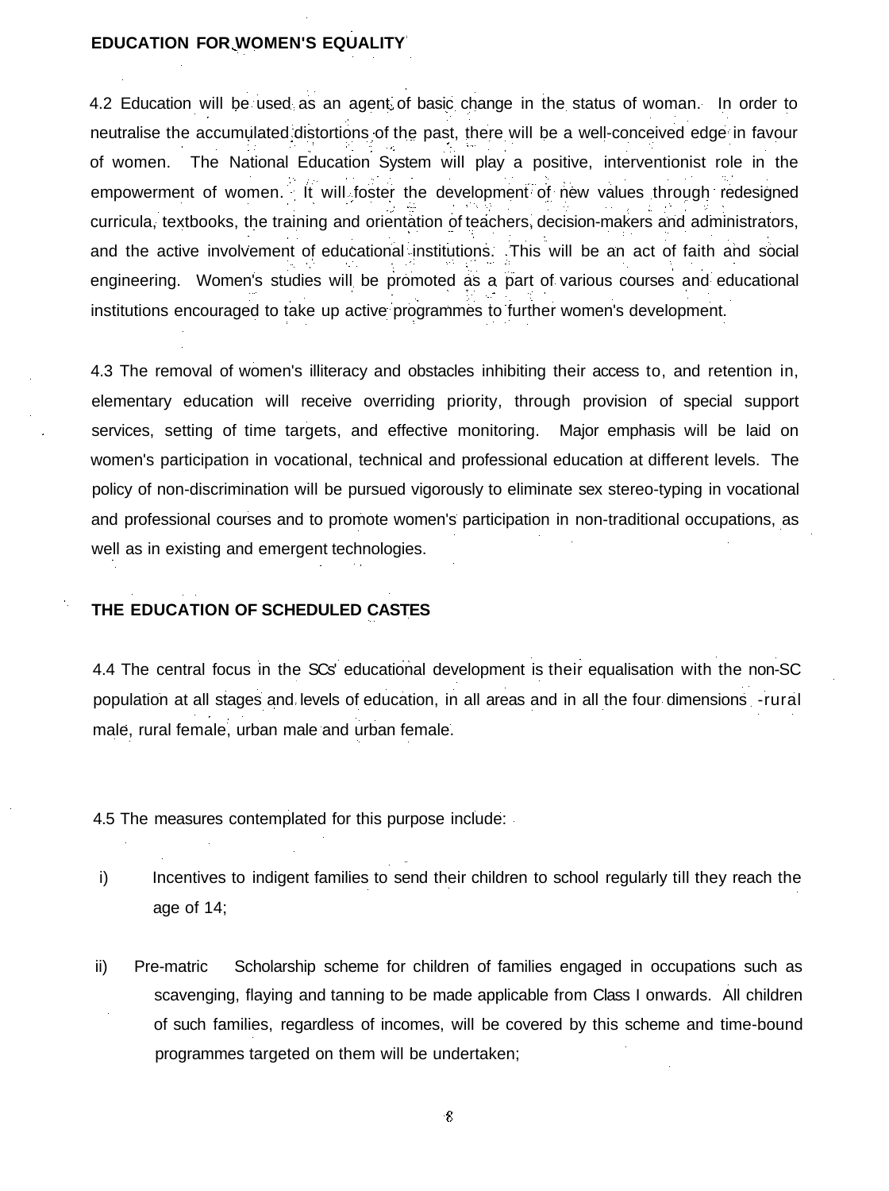## EDUCATION FOR WOMEN'S EQUALITY

4.2 Education will be used as an agent of basic change in the status of woman. In order to neutralise the accumulated distortions of the past, there will be a well-conceived edge in favour of women. The National Education System will play a positive, interventionist role in the empowerment of women. It will foster the development of new values through redesigned curricula, textbooks, the training and orientation of teachers, decision-makers and administrators, and the active involvement of educational institutions. This will be an act of faith and social engineering. Women's studies will be promoted as a part of various courses and educational institutions encouraged to take up active programmes to further women's development.

4.3 The removal of women's illiteracy and obstacles inhibiting their access to, and retention in, elementary education will receive overriding priority, through provision of special support services, setting of time targets, and effective monitoring. Major emphasis will be laid on women's participation in vocational, technical and professional education at different levels. The policy of non-discrimination will be pursued vigorously to eliminate sex stereo-typing in vocational and professional courses and to promote women's participation in non-traditional occupations, as well as in existing and emergent technologies.

## THE EDUCATION OF SCHEDULED CASTES

4.4 The central focus in the SCs' educational development is their equalisation with the non-SC population at all stages and levels of education, in all areas and in all the four dimensions -rural male, rural female, urban male and urban female.

4.5 The measures contemplated for this purpose include:

i) Incentives to indigent families to send their children to school regularly till they reach the age of 14;

ii) Pre-matric Scholarship scheme for children of families engaged in occupations such as scavenging, flaying and tanning to be made applicable from Class I onwards. All children of such families, regardless of incomes, will be covered by this scheme and time-bound programmes targeted on them will be undertaken;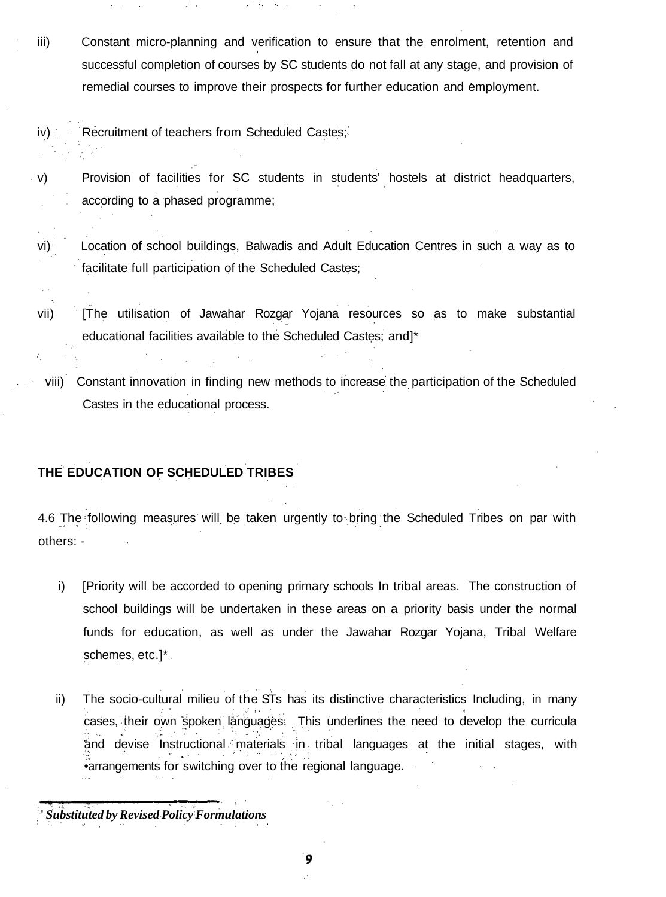iii) Constant micro-planning and verification to ensure that the enrolment, retention and successful completion of courses by SC students do not fall at any stage, and provision of remedial courses to improve their prospects for further education and employment.

iv) Recruitment of teachers from Scheduled Castes;

v) Provision of facilities for SC students in students' hostels at district headquarters, according to a phased programme;

vi) Location of school buildings, Balwadis and Adult Education Centres in such a way as to facilitate full participation of the Scheduled Castes;

vii) [The utilisation of Jawahar Rozgar Yojana resources so as to make substantial educational facilities available to the Scheduled Castes; and]*

viii) Constant innovation in finding new methods to increase the participation of the Scheduled Castes in the educational process.

**THE EDUCATION OF SCHEDULED TRIBES**

4.6 The following measures will be taken urgently to bring the Scheduled Tribes on par with others: -

i) [Priority will be accorded to opening primary schools In tribal areas. The construction of school buildings will be undertaken in these areas on a priority basis under the normal funds for education, as well as under the Jawahar Rozgar Yojana, Tribal Welfare schemes, etc.]*

ii) The socio-cultural milieu of the STs has its distinctive characteristics Including, in many cases, their own spoken languages. This underlines the need to develop the curricula and devise Instructional materials in tribal languages at the initial stages, with arrangements for switching over to the regional language.

---

*\* Substituted by Revised Policy Formulations*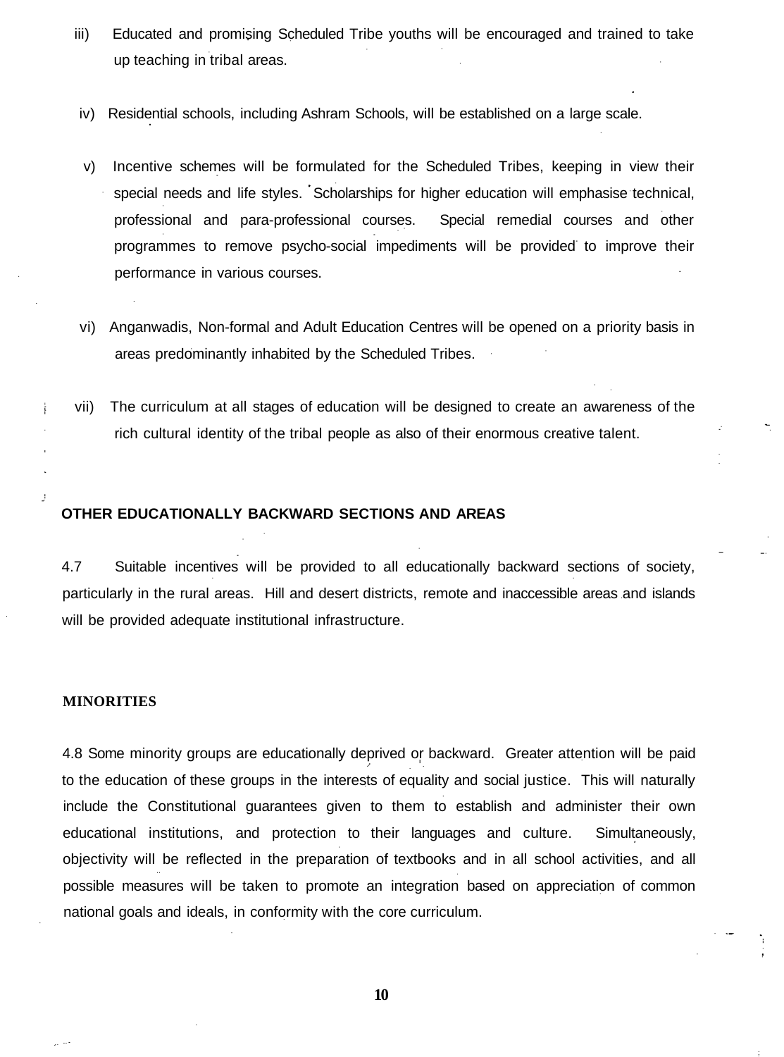iii) Educated and promising Scheduled Tribe youths will be encouraged and trained to take up teaching in tribal areas.

iv) Residential schools, including Ashram Schools, will be established on a large scale.

v) Incentive schemes will be formulated for the Scheduled Tribes, keeping in view their special needs and life styles. Scholarships for higher education will emphasise technical, professional and para-professional courses. Special remedial courses and other programmes to remove psycho-social impediments will be provided to improve their performance in various courses.

vi) Anganwadis, Non-formal and Adult Education Centres will be opened on a priority basis in areas predominantly inhabited by the Scheduled Tribes.

vii) The curriculum at all stages of education will be designed to create an awareness of the rich cultural identity of the tribal people as also of their enormous creative talent.

## OTHER EDUCATIONALLY BACKWARD SECTIONS AND AREAS

4.7 Suitable incentives will be provided to all educationally backward sections of society, particularly in the rural areas. Hill and desert districts, remote and inaccessible areas and islands will be provided adequate institutional infrastructure.

## MINORITIES

4.8 Some minority groups are educationally deprived or backward. Greater attention will be paid to the education of these groups in the interests of equality and social justice. This will naturally include the Constitutional guarantees given to them to establish and administer their own educational institutions, and protection to their languages and culture. Simultaneously, objectivity will be reflected in the preparation of textbooks and in all school activities, and all possible measures will be taken to promote an integration based on appreciation of common national goals and ideals, in conformity with the core curriculum.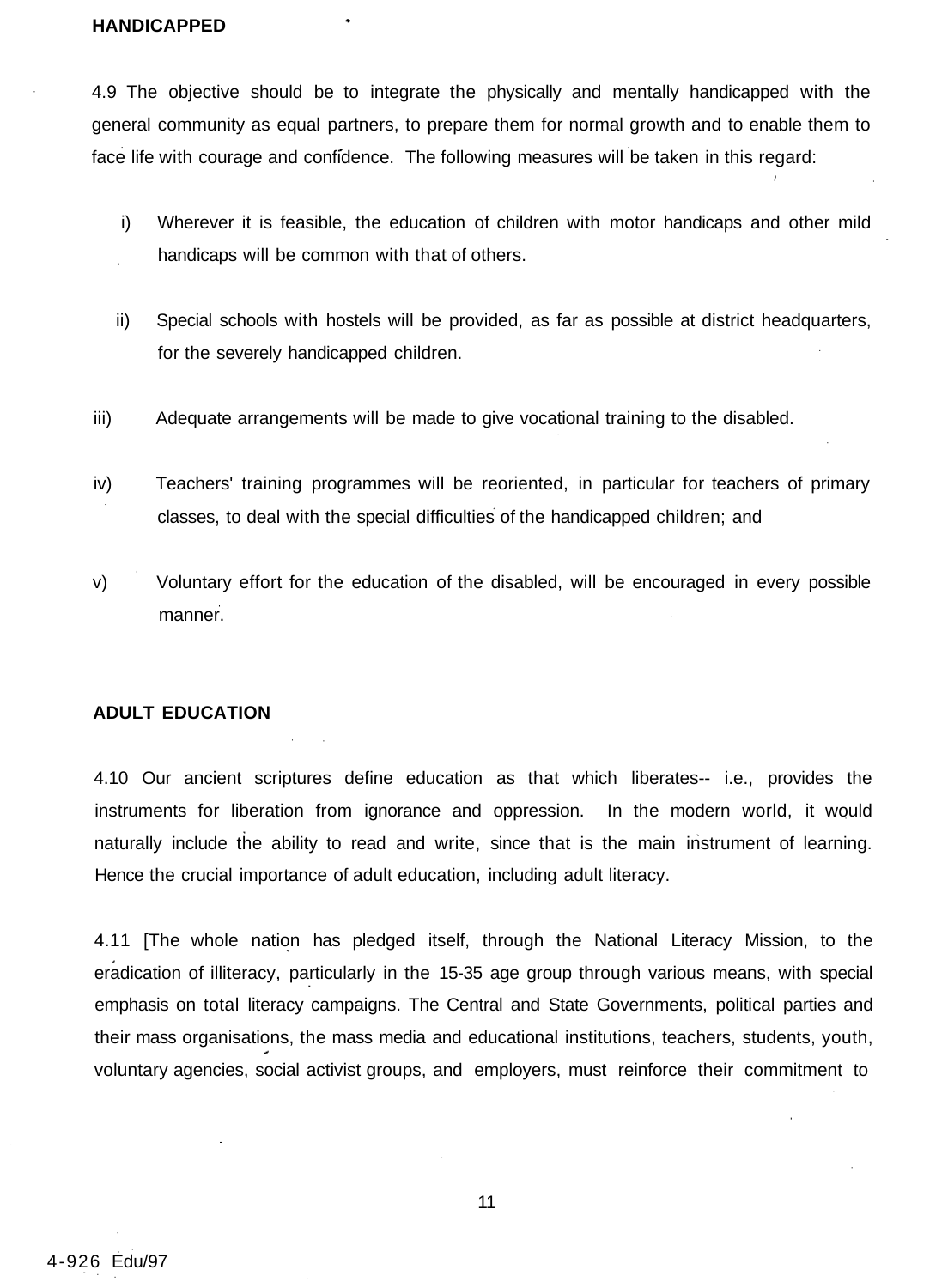**HANDICAPPED**

4.9 The objective should be to integrate the physically and mentally handicapped with the general community as equal partners, to prepare them for normal growth and to enable them to face life with courage and confidence. The following measures will be taken in this regard:

i) Wherever it is feasible, the education of children with motor handicaps and other mild handicaps will be common with that of others.

ii) Special schools with hostels will be provided, as far as possible at district headquarters, for the severely handicapped children.

iii) Adequate arrangements will be made to give vocational training to the disabled.

iv) Teachers' training programmes will be reoriented, in particular for teachers of primary classes, to deal with the special difficulties of the handicapped children; and

v) Voluntary effort for the education of the disabled, will be encouraged in every possible manner.

**ADULT EDUCATION**

4.10 Our ancient scriptures define education as that which liberates-- i.e., provides the instruments for liberation from ignorance and oppression. In the modern world, it would naturally include the ability to read and write, since that is the main instrument of learning. Hence the crucial importance of adult education, including adult literacy.

4.11 [The whole nation has pledged itself, through the National Literacy Mission, to the eradication of illiteracy, particularly in the 15-35 age group through various means, with special emphasis on total literacy campaigns. The Central and State Governments, political parties and their mass organisations, the mass media and educational institutions, teachers, students, youth, voluntary agencies, social activist groups, and employers, must reinforce their commitment to

4-926 Edu/97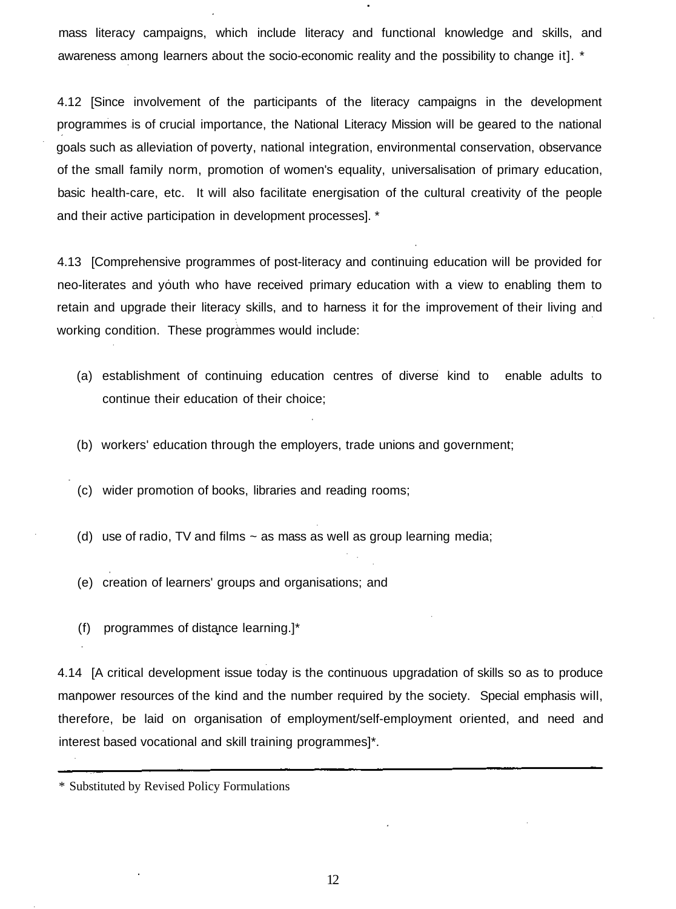mass literacy campaigns, which include literacy and functional knowledge and skills, and awareness among learners about the socio-economic reality and the possibility to change it]. *

4.12 [Since involvement of the participants of the literacy campaigns in the development programmes is of crucial importance, the National Literacy Mission will be geared to the national goals such as alleviation of poverty, national integration, environmental conservation, observance of the small family norm, promotion of women's equality, universalisation of primary education, basic health-care, etc. It will also facilitate energisation of the cultural creativity of the people and their active participation in development processes]. *

4.13 [Comprehensive programmes of post-literacy and continuing education will be provided for neo-literates and youth who have received primary education with a view to enabling them to retain and upgrade their literacy skills, and to harness it for the improvement of their living and working condition. These programmes would include:

(a) establishment of continuing education centres of diverse kind to enable adults to continue their education of their choice;

(b) workers' education through the employers, trade unions and government;

(c) wider promotion of books, libraries and reading rooms;

(d) use of radio, TV and films ~ as mass as well as group learning media;

(e) creation of learners' groups and organisations; and

(f) programmes of distance learning.]*

4.14 [A critical development issue today is the continuous upgradation of skills so as to produce manpower resources of the kind and the number required by the society. Special emphasis will, therefore, be laid on organisation of employment/self-employment oriented, and need and interest based vocational and skill training programmes]*.

---

* Substituted by Revised Policy Formulations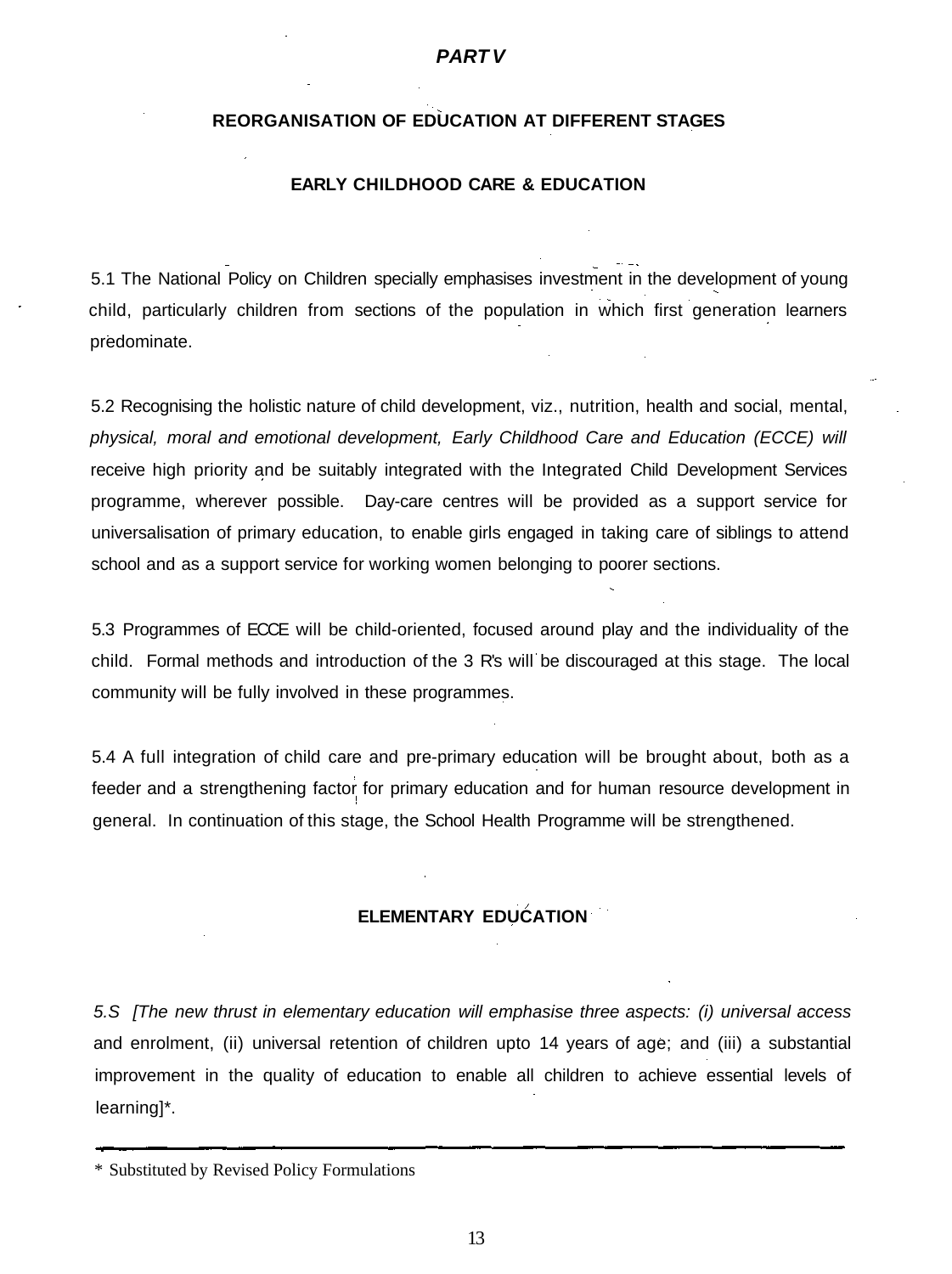## *PART V*

### REORGANISATION OF EDUCATION AT DIFFERENT STAGES

### EARLY CHILDHOOD CARE & EDUCATION

5.1 The National Policy on Children specially emphasises investment in the development of young child, particularly children from sections of the population in which first generation learners predominate.

5.2 Recognising the holistic nature of child development, viz., nutrition, health and social, mental, *physical, moral and emotional development, Early Childhood Care and Education (ECCE) will* receive high priority and be suitably integrated with the Integrated Child Development Services programme, wherever possible. Day-care centres will be provided as a support service for universalisation of primary education, to enable girls engaged in taking care of siblings to attend school and as a support service for working women belonging to poorer sections.

5.3 Programmes of ECCE will be child-oriented, focused around play and the individuality of the child. Formal methods and introduction of the 3 R's will be discouraged at this stage. The local community will be fully involved in these programmes.

5.4 A full integration of child care and pre-primary education will be brought about, both as a feeder and a strengthening factor for primary education and for human resource development in general. In continuation of this stage, the School Health Programme will be strengthened.

### ELEMENTARY EDUCATION

*5.S [The new thrust in elementary education will emphasise three aspects: (i) universal access* and enrolment, (ii) universal retention of children upto 14 years of age; and (iii) a substantial improvement in the quality of education to enable all children to achieve essential levels of learning]*.

---

\* Substituted by Revised Policy Formulations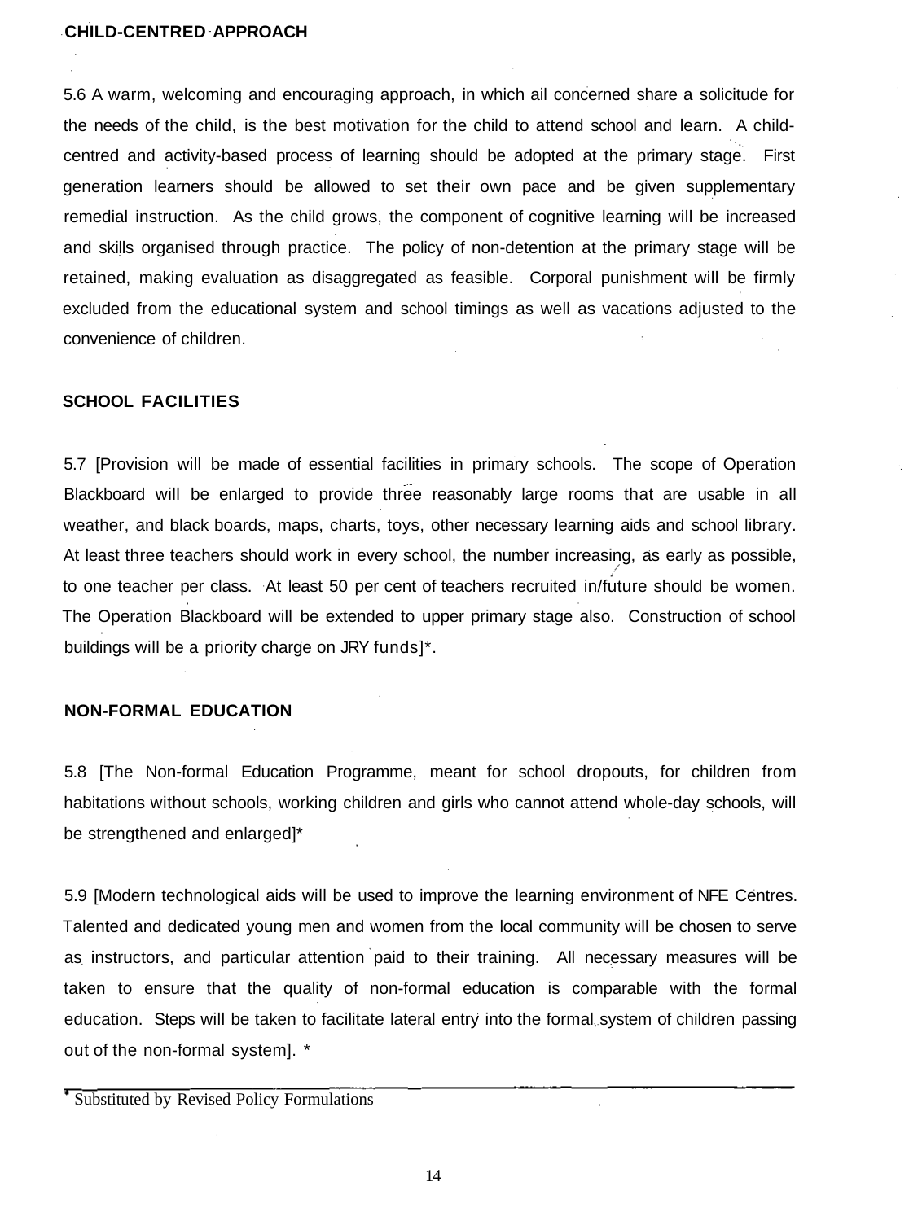### CHILD-CENTRED APPROACH

5.6 A warm, welcoming and encouraging approach, in which ail concerned share a solicitude for the needs of the child, is the best motivation for the child to attend school and learn. A child-centred and activity-based process of learning should be adopted at the primary stage. First generation learners should be allowed to set their own pace and be given supplementary remedial instruction. As the child grows, the component of cognitive learning will be increased and skills organised through practice. The policy of non-detention at the primary stage will be retained, making evaluation as disaggregated as feasible. Corporal punishment will be firmly excluded from the educational system and school timings as well as vacations adjusted to the convenience of children.

### SCHOOL FACILITIES

5.7 [Provision will be made of essential facilities in primary schools. The scope of Operation Blackboard will be enlarged to provide three reasonably large rooms that are usable in all weather, and black boards, maps, charts, toys, other necessary learning aids and school library. At least three teachers should work in every school, the number increasing, as early as possible, to one teacher per class. At least 50 per cent of teachers recruited in/future should be women. The Operation Blackboard will be extended to upper primary stage also. Construction of school buildings will be a priority charge on JRY funds]*.

### NON-FORMAL EDUCATION

5.8 [The Non-formal Education Programme, meant for school dropouts, for children from habitations without schools, working children and girls who cannot attend whole-day schools, will be strengthened and enlarged]*

5.9 [Modern technological aids will be used to improve the learning environment of NFE Centres. Talented and dedicated young men and women from the local community will be chosen to serve as instructors, and particular attention paid to their training. All necessary measures will be taken to ensure that the quality of non-formal education is comparable with the formal education. Steps will be taken to facilitate lateral entry into the formal system of children passing out of the non-formal system]. *

---

* Substituted by Revised Policy Formulations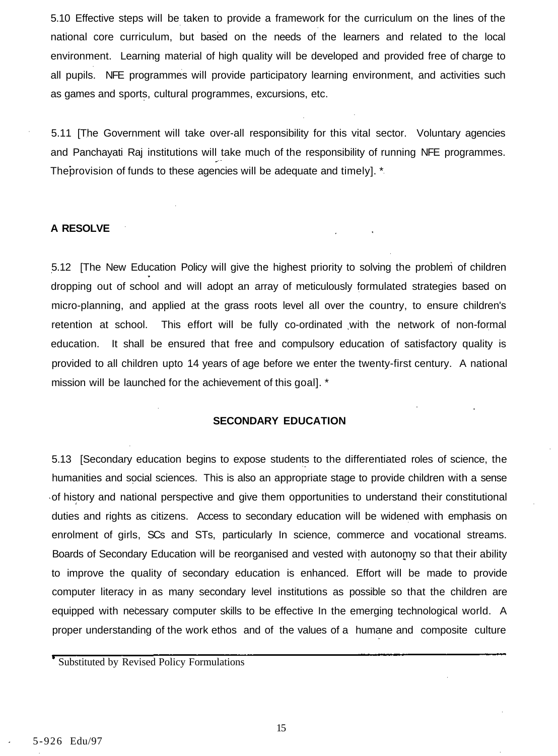5.10 Effective steps will be taken to provide a framework for the curriculum on the lines of the national core curriculum, but based on the needs of the learners and related to the local environment. Learning material of high quality will be developed and provided free of charge to all pupils. NFE programmes will provide participatory learning environment, and activities such as games and sports, cultural programmes, excursions, etc.

5.11 [The Government will take over-all responsibility for this vital sector. Voluntary agencies and Panchayati Raj institutions will take much of the responsibility of running NFE programmes. The provision of funds to these agencies will be adequate and timely]. *

**A RESOLVE**

5.12 [The New Education Policy will give the highest priority to solving the problem of children dropping out of school and will adopt an array of meticulously formulated strategies based on micro-planning, and applied at the grass roots level all over the country, to ensure children's retention at school. This effort will be fully co-ordinated with the network of non-formal education. It shall be ensured that free and compulsory education of satisfactory quality is provided to all children upto 14 years of age before we enter the twenty-first century. A national mission will be launched for the achievement of this goal]. *

## SECONDARY EDUCATION

5.13 [Secondary education begins to expose students to the differentiated roles of science, the humanities and social sciences. This is also an appropriate stage to provide children with a sense of history and national perspective and give them opportunities to understand their constitutional duties and rights as citizens. Access to secondary education will be widened with emphasis on enrolment of girls, SCs and STs, particularly In science, commerce and vocational streams. Boards of Secondary Education will be reorganised and vested with autonomy so that their ability to improve the quality of secondary education is enhanced. Effort will be made to provide computer literacy in as many secondary level institutions as possible so that the children are equipped with necessary computer skills to be effective In the emerging technological world. A proper understanding of the work ethos and of the values of a humane and composite culture

* Substituted by Revised Policy Formulations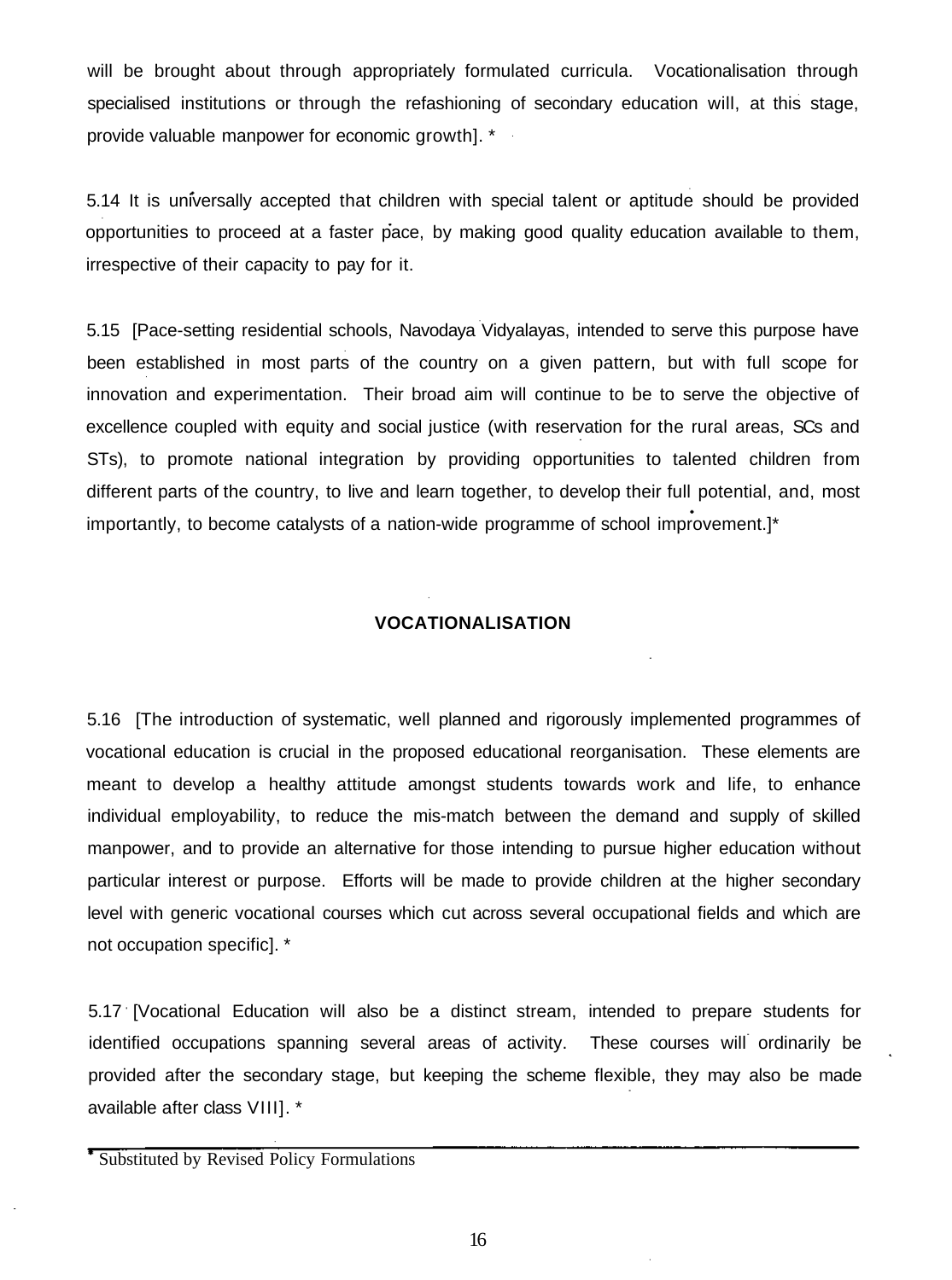will be brought about through appropriately formulated curricula. Vocationalisation through specialised institutions or through the refashioning of secondary education will, at this stage, provide valuable manpower for economic growth]. *

5.14 It is universally accepted that children with special talent or aptitude should be provided opportunities to proceed at a faster pace, by making good quality education available to them, irrespective of their capacity to pay for it.

5.15 [Pace-setting residential schools, Navodaya Vidyalayas, intended to serve this purpose have been established in most parts of the country on a given pattern, but with full scope for innovation and experimentation. Their broad aim will continue to be to serve the objective of excellence coupled with equity and social justice (with reservation for the rural areas, SCs and STs), to promote national integration by providing opportunities to talented children from different parts of the country, to live and learn together, to develop their full potential, and, most importantly, to become catalysts of a nation-wide programme of school improvement.]*

## VOCATIONALISATION

5.16 [The introduction of systematic, well planned and rigorously implemented programmes of vocational education is crucial in the proposed educational reorganisation. These elements are meant to develop a healthy attitude amongst students towards work and life, to enhance individual employability, to reduce the mis-match between the demand and supply of skilled manpower, and to provide an alternative for those intending to pursue higher education without particular interest or purpose. Efforts will be made to provide children at the higher secondary level with generic vocational courses which cut across several occupational fields and which are not occupation specific]. *

5.17 [Vocational Education will also be a distinct stream, intended to prepare students for identified occupations spanning several areas of activity. These courses will ordinarily be provided after the secondary stage, but keeping the scheme flexible, they may also be made available after class VIII]. *

---

* Substituted by Revised Policy Formulations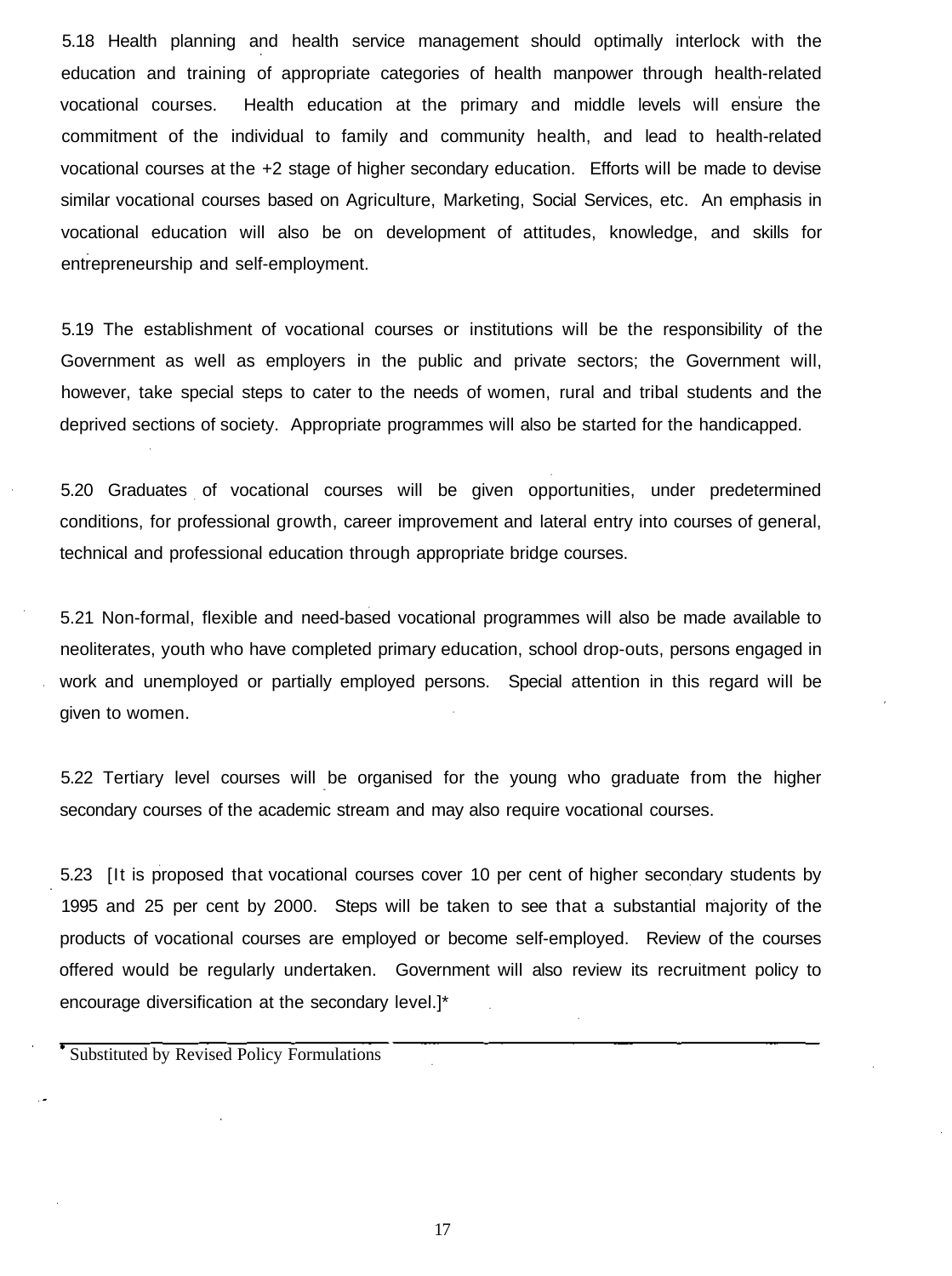5.18 Health planning and health service management should optimally interlock with the education and training of appropriate categories of health manpower through health-related vocational courses. Health education at the primary and middle levels will ensure the commitment of the individual to family and community health, and lead to health-related vocational courses at the +2 stage of higher secondary education. Efforts will be made to devise similar vocational courses based on Agriculture, Marketing, Social Services, etc. An emphasis in vocational education will also be on development of attitudes, knowledge, and skills for entrepreneurship and self-employment.

5.19 The establishment of vocational courses or institutions will be the responsibility of the Government as well as employers in the public and private sectors; the Government will, however, take special steps to cater to the needs of women, rural and tribal students and the deprived sections of society. Appropriate programmes will also be started for the handicapped.

5.20 Graduates of vocational courses will be given opportunities, under predetermined conditions, for professional growth, career improvement and lateral entry into courses of general, technical and professional education through appropriate bridge courses.

5.21 Non-formal, flexible and need-based vocational programmes will also be made available to neoliterates, youth who have completed primary education, school drop-outs, persons engaged in work and unemployed or partially employed persons. Special attention in this regard will be given to women.

5.22 Tertiary level courses will be organised for the young who graduate from the higher secondary courses of the academic stream and may also require vocational courses.

5.23 [It is proposed that vocational courses cover 10 per cent of higher secondary students by 1995 and 25 per cent by 2000. Steps will be taken to see that a substantial majority of the products of vocational courses are employed or become self-employed. Review of the courses offered would be regularly undertaken. Government will also review its recruitment policy to encourage diversification at the secondary level.]*

---

\* Substituted by Revised Policy Formulations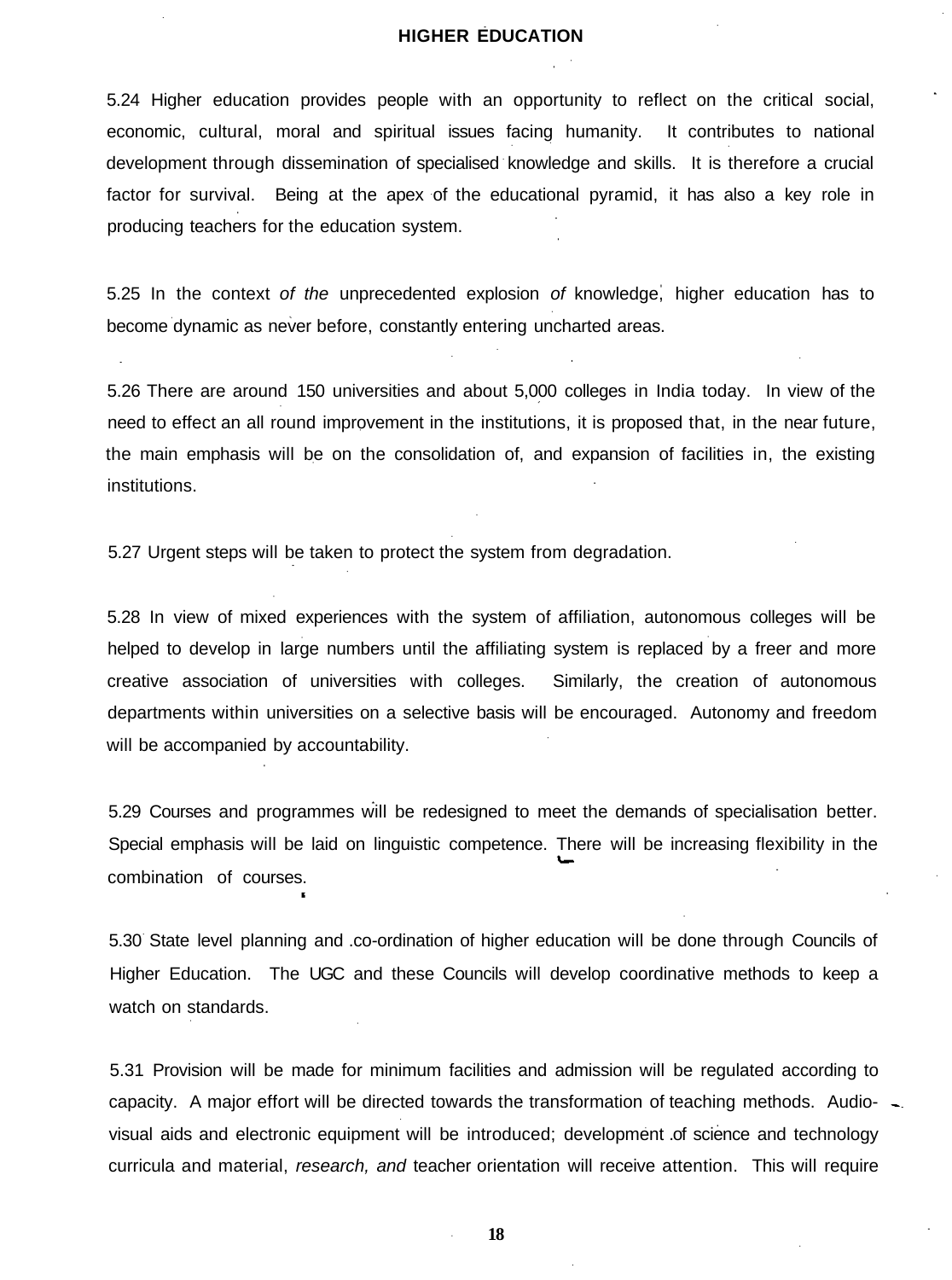## HIGHER EDUCATION

5.24 Higher education provides people with an opportunity to reflect on the critical social, economic, cultural, moral and spiritual issues facing humanity. It contributes to national development through dissemination of specialised knowledge and skills. It is therefore a crucial factor for survival. Being at the apex of the educational pyramid, it has also a key role in producing teachers for the education system.

5.25 In the context *of the* unprecedented explosion *of* knowledge, higher education has to become dynamic as never before, constantly entering uncharted areas.

5.26 There are around 150 universities and about 5,000 colleges in India today. In view of the need to effect an all round improvement in the institutions, it is proposed that, in the near future, the main emphasis will be on the consolidation of, and expansion of facilities in, the existing institutions.

5.27 Urgent steps will be taken to protect the system from degradation.

5.28 In view of mixed experiences with the system of affiliation, autonomous colleges will be helped to develop in large numbers until the affiliating system is replaced by a freer and more creative association of universities with colleges. Similarly, the creation of autonomous departments within universities on a selective basis will be encouraged. Autonomy and freedom will be accompanied by accountability.

5.29 Courses and programmes will be redesigned to meet the demands of specialisation better. Special emphasis will be laid on linguistic competence. There will be increasing flexibility in the combination of courses.

5.30 State level planning and co-ordination of higher education will be done through Councils of Higher Education. The UGC and these Councils will develop coordinative methods to keep a watch on standards.

5.31 Provision will be made for minimum facilities and admission will be regulated according to capacity. A major effort will be directed towards the transformation of teaching methods. Audio-visual aids and electronic equipment will be introduced; development of science and technology curricula and material, *research, and* teacher orientation will receive attention. This will require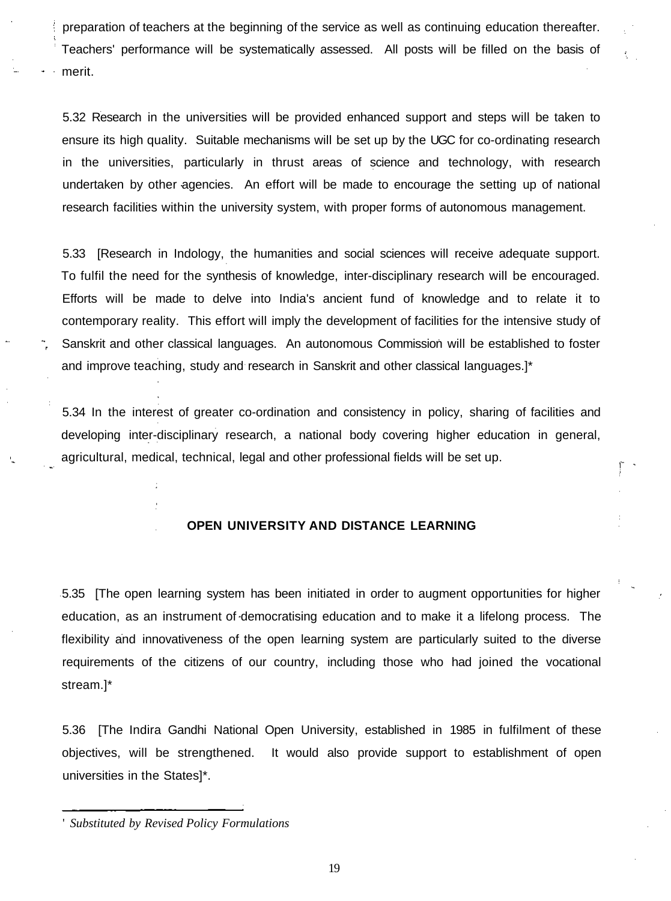preparation of teachers at the beginning of the service as well as continuing education thereafter. Teachers' performance will be systematically assessed. All posts will be filled on the basis of merit.

5.32 Research in the universities will be provided enhanced support and steps will be taken to ensure its high quality. Suitable mechanisms will be set up by the UGC for co-ordinating research in the universities, particularly in thrust areas of science and technology, with research undertaken by other agencies. An effort will be made to encourage the setting up of national research facilities within the university system, with proper forms of autonomous management.

5.33 [Research in Indology, the humanities and social sciences will receive adequate support. To fulfil the need for the synthesis of knowledge, inter-disciplinary research will be encouraged. Efforts will be made to delve into India's ancient fund of knowledge and to relate it to contemporary reality. This effort will imply the development of facilities for the intensive study of Sanskrit and other classical languages. An autonomous Commission will be established to foster and improve teaching, study and research in Sanskrit and other classical languages.]*

5.34 In the interest of greater co-ordination and consistency in policy, sharing of facilities and developing inter-disciplinary research, a national body covering higher education in general, agricultural, medical, technical, legal and other professional fields will be set up.

## OPEN UNIVERSITY AND DISTANCE LEARNING

5.35 [The open learning system has been initiated in order to augment opportunities for higher education, as an instrument of democratising education and to make it a lifelong process. The flexibility and innovativeness of the open learning system are particularly suited to the diverse requirements of the citizens of our country, including those who had joined the vocational stream.]*

5.36 [The Indira Gandhi National Open University, established in 1985 in fulfilment of these objectives, will be strengthened. It would also provide support to establishment of open universities in the States]*.

---

* *Substituted by Revised Policy Formulations*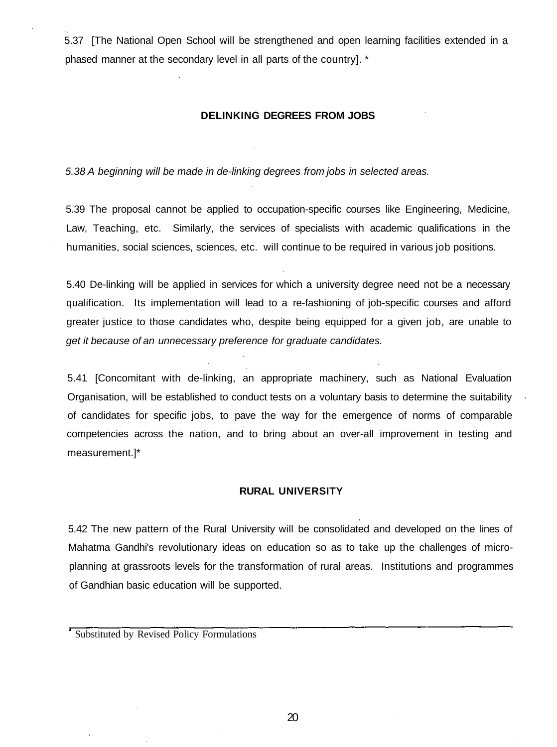5.37 [The National Open School will be strengthened and open learning facilities extended in a phased manner at the secondary level in all parts of the country]. *

## DELINKING DEGREES FROM JOBS

*5.38 A beginning will be made in de-linking degrees from jobs in selected areas.*

5.39 The proposal cannot be applied to occupation-specific courses like Engineering, Medicine, Law, Teaching, etc. Similarly, the services of specialists with academic qualifications in the humanities, social sciences, sciences, etc. will continue to be required in various job positions.

5.40 De-linking will be applied in services for which a university degree need not be a necessary qualification. Its implementation will lead to a re-fashioning of job-specific courses and afford greater justice to those candidates who, despite being equipped for a given job, are unable to *get it because of an unnecessary preference for graduate candidates.*

5.41 [Concomitant with de-linking, an appropriate machinery, such as National Evaluation Organisation, will be established to conduct tests on a voluntary basis to determine the suitability of candidates for specific jobs, to pave the way for the emergence of norms of comparable competencies across the nation, and to bring about an over-all improvement in testing and measurement.]*

## RURAL UNIVERSITY

5.42 The new pattern of the Rural University will be consolidated and developed on the lines of Mahatma Gandhi's revolutionary ideas on education so as to take up the challenges of micro-planning at grassroots levels for the transformation of rural areas. Institutions and programmes of Gandhian basic education will be supported.

---

* Substituted by Revised Policy Formulations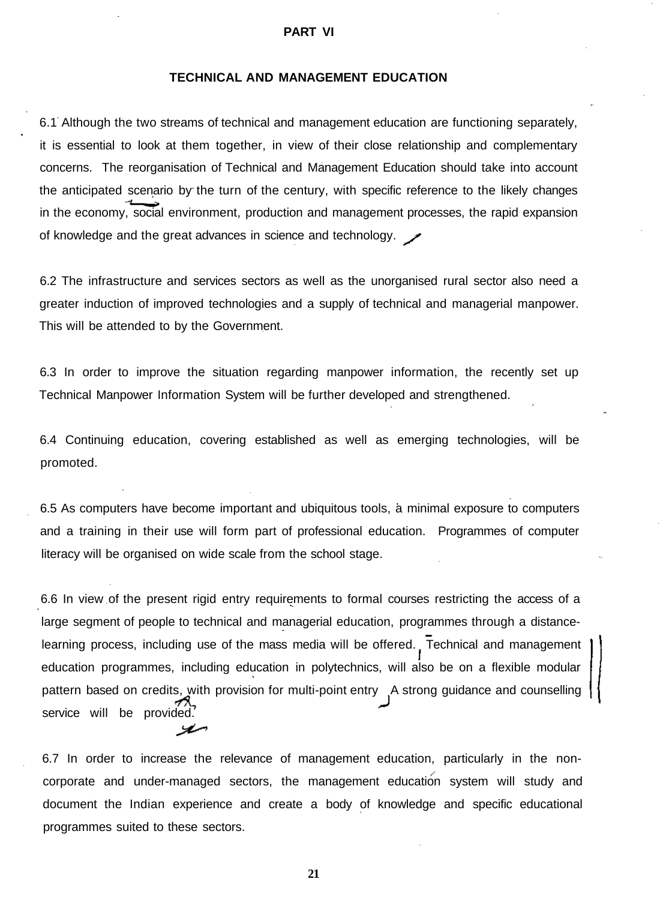# PART VI

## TECHNICAL AND MANAGEMENT EDUCATION

6.1 Although the two streams of technical and management education are functioning separately, it is essential to look at them together, in view of their close relationship and complementary concerns. The reorganisation of Technical and Management Education should take into account the anticipated scenario by the turn of the century, with specific reference to the likely changes in the economy, social environment, production and management processes, the rapid expansion of knowledge and the great advances in science and technology.

6.2 The infrastructure and services sectors as well as the unorganised rural sector also need a greater induction of improved technologies and a supply of technical and managerial manpower. This will be attended to by the Government.

6.3 In order to improve the situation regarding manpower information, the recently set up Technical Manpower Information System will be further developed and strengthened.

6.4 Continuing education, covering established as well as emerging technologies, will be promoted.

6.5 As computers have become important and ubiquitous tools, a minimal exposure to computers and a training in their use will form part of professional education. Programmes of computer literacy will be organised on wide scale from the school stage.

6.6 In view of the present rigid entry requirements to formal courses restricting the access of a large segment of people to technical and managerial education, programmes through a distance-learning process, including use of the mass media will be offered. Technical and management education programmes, including education in polytechnics, will also be on a flexible modular pattern based on credits, with provision for multi-point entry. A strong guidance and counselling service will be provided.

6.7 In order to increase the relevance of management education, particularly in the non-corporate and under-managed sectors, the management education system will study and document the Indian experience and create a body of knowledge and specific educational programmes suited to these sectors.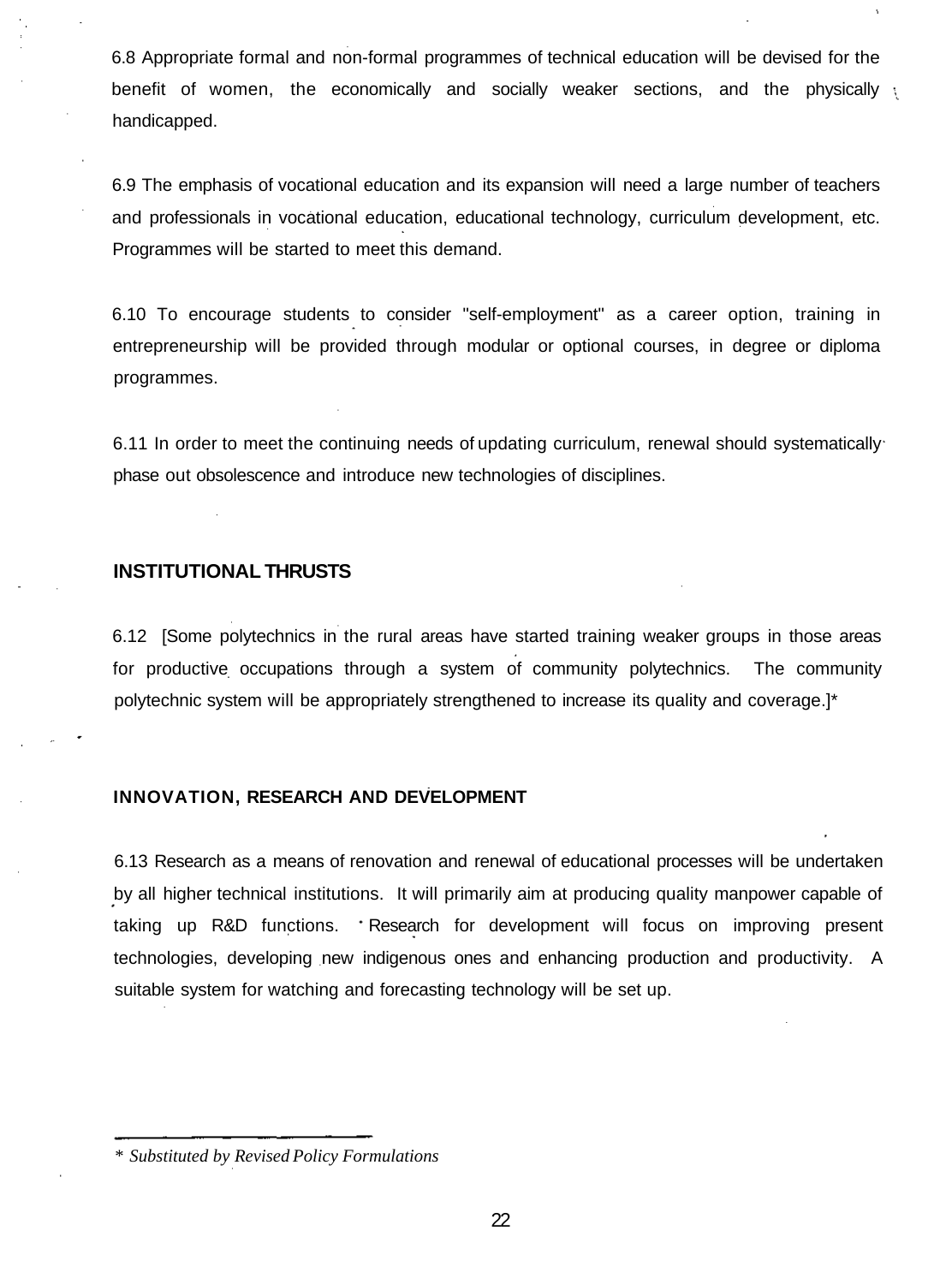6.8 Appropriate formal and non-formal programmes of technical education will be devised for the benefit of women, the economically and socially weaker sections, and the physically handicapped.

6.9 The emphasis of vocational education and its expansion will need a large number of teachers and professionals in vocational education, educational technology, curriculum development, etc. Programmes will be started to meet this demand.

6.10 To encourage students to consider "self-employment" as a career option, training in entrepreneurship will be provided through modular or optional courses, in degree or diploma programmes.

6.11 In order to meet the continuing needs of updating curriculum, renewal should systematically phase out obsolescence and introduce new technologies of disciplines.

## INSTITUTIONAL THRUSTS

6.12 [Some polytechnics in the rural areas have started training weaker groups in those areas for productive occupations through a system of community polytechnics. The community polytechnic system will be appropriately strengthened to increase its quality and coverage.]*

## INNOVATION, RESEARCH AND DEVELOPMENT

6.13 Research as a means of renovation and renewal of educational processes will be undertaken by all higher technical institutions. It will primarily aim at producing quality manpower capable of taking up R&D functions. Research for development will focus on improving present technologies, developing new indigenous ones and enhancing production and productivity. A suitable system for watching and forecasting technology will be set up.

---

\* *Substituted by Revised Policy Formulations*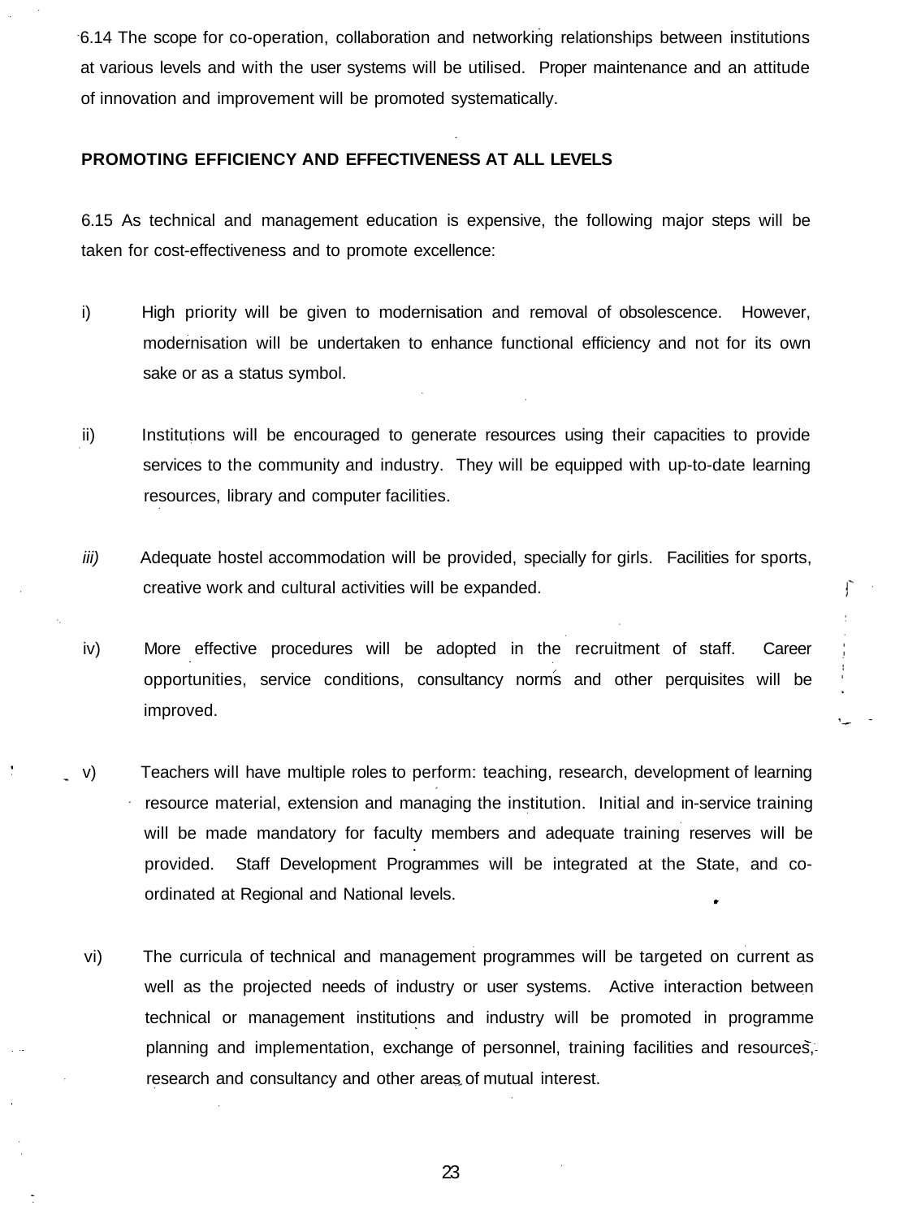6.14 The scope for co-operation, collaboration and networking relationships between institutions at various levels and with the user systems will be utilised. Proper maintenance and an attitude of innovation and improvement will be promoted systematically.

**PROMOTING EFFICIENCY AND EFFECTIVENESS AT ALL LEVELS**

6.15 As technical and management education is expensive, the following major steps will be taken for cost-effectiveness and to promote excellence:

i) High priority will be given to modernisation and removal of obsolescence. However, modernisation will be undertaken to enhance functional efficiency and not for its own sake or as a status symbol.

ii) Institutions will be encouraged to generate resources using their capacities to provide services to the community and industry. They will be equipped with up-to-date learning resources, library and computer facilities.

*iii)* Adequate hostel accommodation will be provided, specially for girls. Facilities for sports, creative work and cultural activities will be expanded.

iv) More effective procedures will be adopted in the recruitment of staff. Career opportunities, service conditions, consultancy norms and other perquisites will be improved.

v) Teachers will have multiple roles to perform: teaching, research, development of learning resource material, extension and managing the institution. Initial and in-service training will be made mandatory for faculty members and adequate training reserves will be provided. Staff Development Programmes will be integrated at the State, and co-ordinated at Regional and National levels.

vi) The curricula of technical and management programmes will be targeted on current as well as the projected needs of industry or user systems. Active interaction between technical or management institutions and industry will be promoted in programme planning and implementation, exchange of personnel, training facilities and resources, research and consultancy and other areas of mutual interest.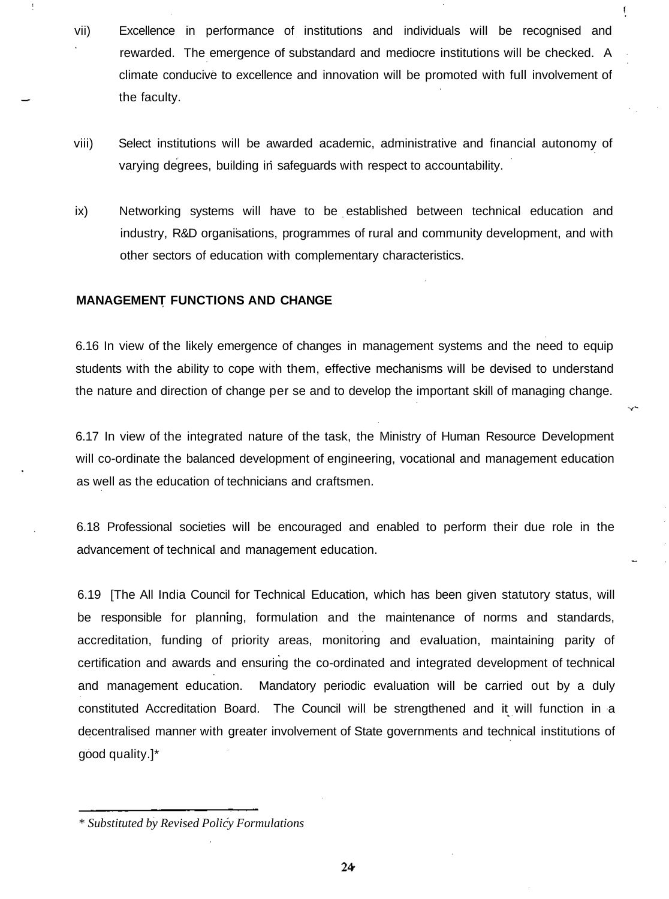vii) Excellence in performance of institutions and individuals will be recognised and rewarded. The emergence of substandard and mediocre institutions will be checked. A climate conducive to excellence and innovation will be promoted with full involvement of the faculty.

viii) Select institutions will be awarded academic, administrative and financial autonomy of varying degrees, building in safeguards with respect to accountability.

ix) Networking systems will have to be established between technical education and industry, R&D organisations, programmes of rural and community development, and with other sectors of education with complementary characteristics.

**MANAGEMENT FUNCTIONS AND CHANGE**

6.16 In view of the likely emergence of changes in management systems and the need to equip students with the ability to cope with them, effective mechanisms will be devised to understand the nature and direction of change per se and to develop the important skill of managing change.

6.17 In view of the integrated nature of the task, the Ministry of Human Resource Development will co-ordinate the balanced development of engineering, vocational and management education as well as the education of technicians and craftsmen.

6.18 Professional societies will be encouraged and enabled to perform their due role in the advancement of technical and management education.

6.19 [The All India Council for Technical Education, which has been given statutory status, will be responsible for planning, formulation and the maintenance of norms and standards, accreditation, funding of priority areas, monitoring and evaluation, maintaining parity of certification and awards and ensuring the co-ordinated and integrated development of technical and management education. Mandatory periodic evaluation will be carried out by a duly constituted Accreditation Board. The Council will be strengthened and it will function in a decentralised manner with greater involvement of State governments and technical institutions of good quality.]*

---

*\* Substituted by Revised Policy Formulations*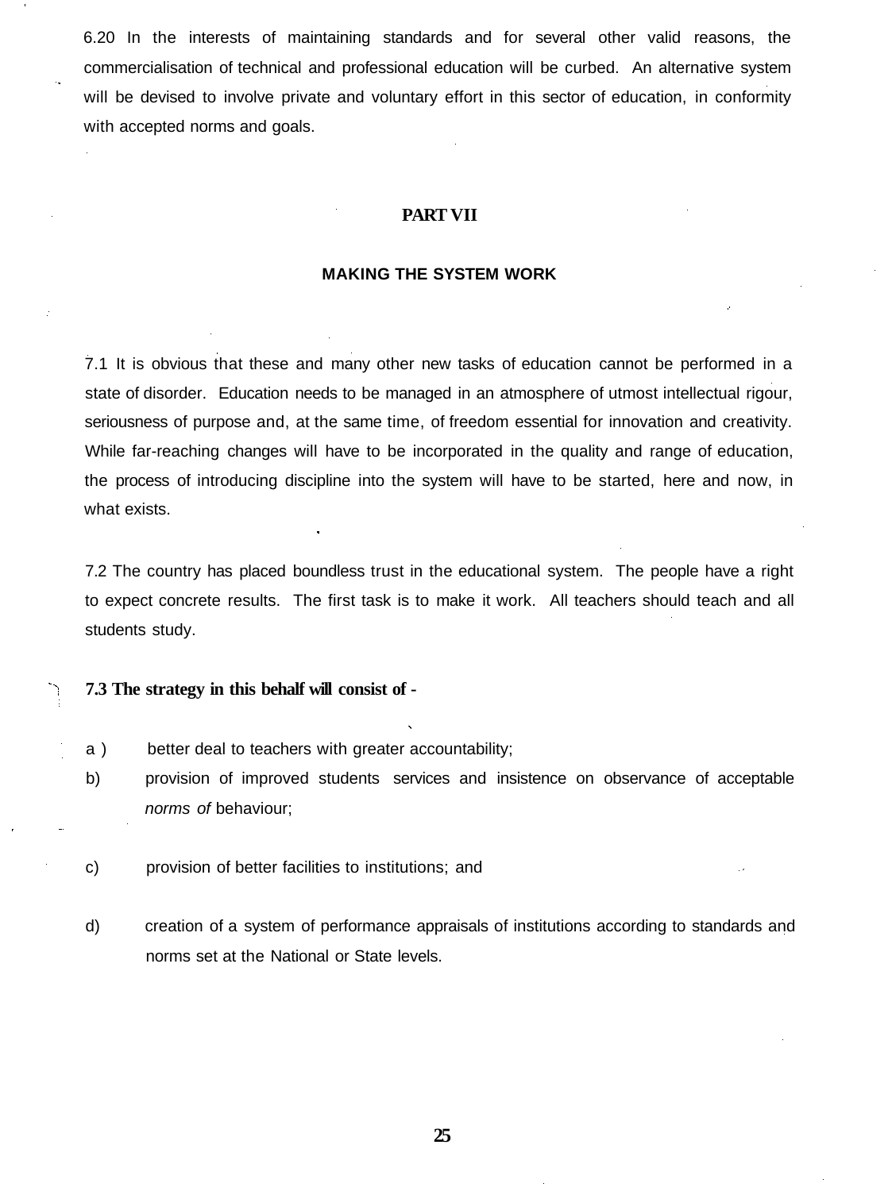6.20 In the interests of maintaining standards and for several other valid reasons, the commercialisation of technical and professional education will be curbed. An alternative system will be devised to involve private and voluntary effort in this sector of education, in conformity with accepted norms and goals.

## PART VII

### MAKING THE SYSTEM WORK

7.1 It is obvious that these and many other new tasks of education cannot be performed in a state of disorder. Education needs to be managed in an atmosphere of utmost intellectual rigour, seriousness of purpose and, at the same time, of freedom essential for innovation and creativity. While far-reaching changes will have to be incorporated in the quality and range of education, the process of introducing discipline into the system will have to be started, here and now, in what exists.

7.2 The country has placed boundless trust in the educational system. The people have a right to expect concrete results. The first task is to make it work. All teachers should teach and all students study.

**7.3 The strategy in this behalf will consist of -**

a ) better deal to teachers with greater accountability;

b) provision of improved students services and insistence on observance of acceptable *norms of* behaviour;

c) provision of better facilities to institutions; and

d) creation of a system of performance appraisals of institutions according to standards and norms set at the National or State levels.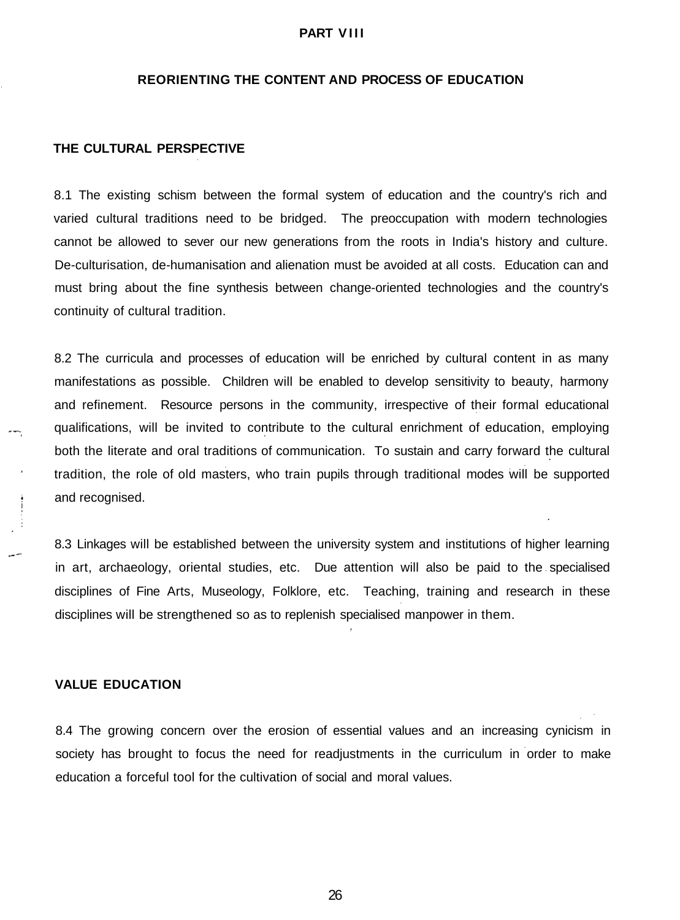## PART VIII

## REORIENTING THE CONTENT AND PROCESS OF EDUCATION

### THE CULTURAL PERSPECTIVE

8.1 The existing schism between the formal system of education and the country's rich and varied cultural traditions need to be bridged. The preoccupation with modern technologies cannot be allowed to sever our new generations from the roots in India's history and culture. De-culturisation, de-humanisation and alienation must be avoided at all costs. Education can and must bring about the fine synthesis between change-oriented technologies and the country's continuity of cultural tradition.

8.2 The curricula and processes of education will be enriched by cultural content in as many manifestations as possible. Children will be enabled to develop sensitivity to beauty, harmony and refinement. Resource persons in the community, irrespective of their formal educational qualifications, will be invited to contribute to the cultural enrichment of education, employing both the literate and oral traditions of communication. To sustain and carry forward the cultural tradition, the role of old masters, who train pupils through traditional modes will be supported and recognised.

8.3 Linkages will be established between the university system and institutions of higher learning in art, archaeology, oriental studies, etc. Due attention will also be paid to the specialised disciplines of Fine Arts, Museology, Folklore, etc. Teaching, training and research in these disciplines will be strengthened so as to replenish specialised manpower in them.

### VALUE EDUCATION

8.4 The growing concern over the erosion of essential values and an increasing cynicism in society has brought to focus the need for readjustments in the curriculum in order to make education a forceful tool for the cultivation of social and moral values.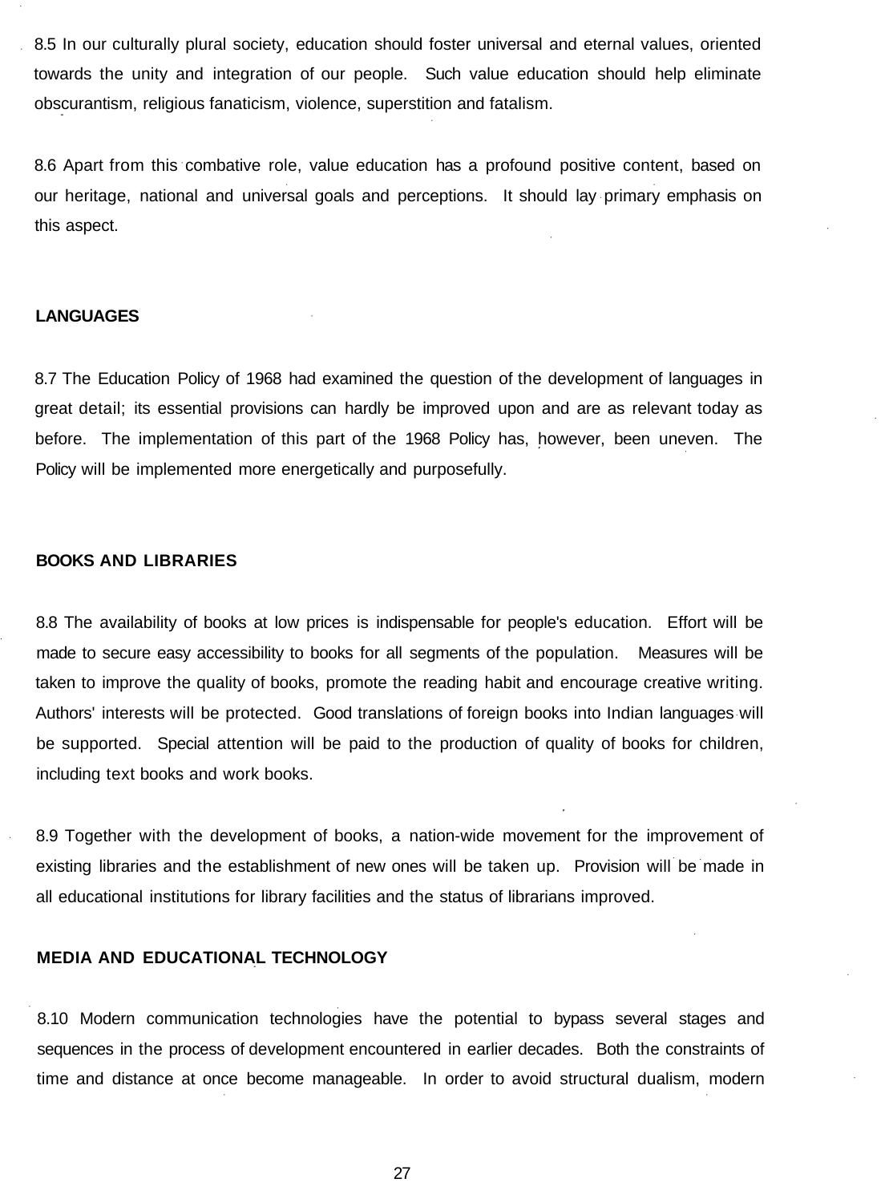8.5 In our culturally plural society, education should foster universal and eternal values, oriented towards the unity and integration of our people. Such value education should help eliminate obscurantism, religious fanaticism, violence, superstition and fatalism.

8.6 Apart from this combative role, value education has a profound positive content, based on our heritage, national and universal goals and perceptions. It should lay primary emphasis on this aspect.

## LANGUAGES

8.7 The Education Policy of 1968 had examined the question of the development of languages in great detail; its essential provisions can hardly be improved upon and are as relevant today as before. The implementation of this part of the 1968 Policy has, however, been uneven. The Policy will be implemented more energetically and purposefully.

## BOOKS AND LIBRARIES

8.8 The availability of books at low prices is indispensable for people's education. Effort will be made to secure easy accessibility to books for all segments of the population. Measures will be taken to improve the quality of books, promote the reading habit and encourage creative writing. Authors' interests will be protected. Good translations of foreign books into Indian languages will be supported. Special attention will be paid to the production of quality of books for children, including text books and work books.

8.9 Together with the development of books, a nation-wide movement for the improvement of existing libraries and the establishment of new ones will be taken up. Provision will be made in all educational institutions for library facilities and the status of librarians improved.

## MEDIA AND EDUCATIONAL TECHNOLOGY

8.10 Modern communication technologies have the potential to bypass several stages and sequences in the process of development encountered in earlier decades. Both the constraints of time and distance at once become manageable. In order to avoid structural dualism, modern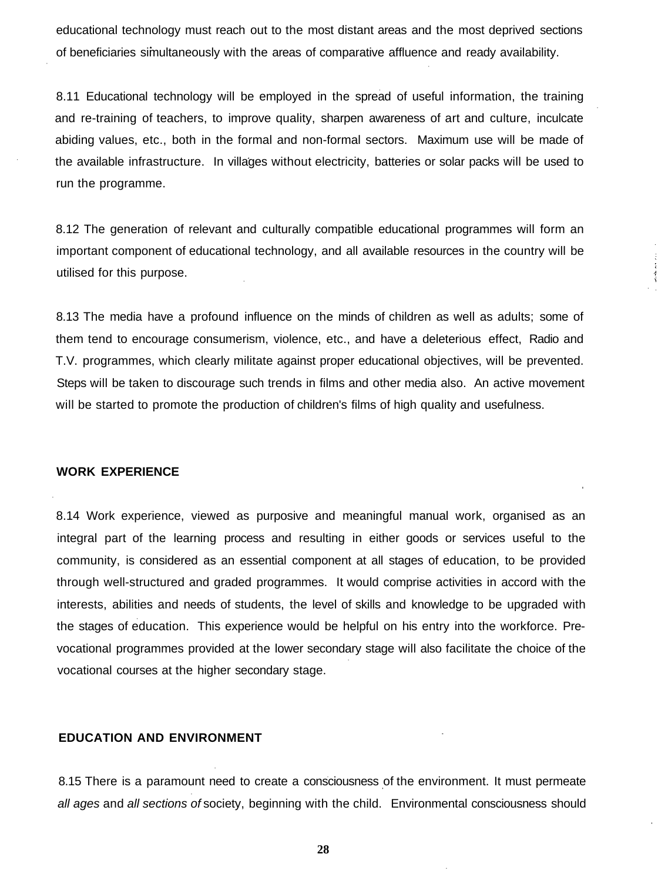educational technology must reach out to the most distant areas and the most deprived sections of beneficiaries simultaneously with the areas of comparative affluence and ready availability.

8.11 Educational technology will be employed in the spread of useful information, the training and re-training of teachers, to improve quality, sharpen awareness of art and culture, inculcate abiding values, etc., both in the formal and non-formal sectors. Maximum use will be made of the available infrastructure. In villages without electricity, batteries or solar packs will be used to run the programme.

8.12 The generation of relevant and culturally compatible educational programmes will form an important component of educational technology, and all available resources in the country will be utilised for this purpose.

8.13 The media have a profound influence on the minds of children as well as adults; some of them tend to encourage consumerism, violence, etc., and have a deleterious effect, Radio and T.V. programmes, which clearly militate against proper educational objectives, will be prevented. Steps will be taken to discourage such trends in films and other media also. An active movement will be started to promote the production of children's films of high quality and usefulness.

## WORK EXPERIENCE

8.14 Work experience, viewed as purposive and meaningful manual work, organised as an integral part of the learning process and resulting in either goods or services useful to the community, is considered as an essential component at all stages of education, to be provided through well-structured and graded programmes. It would comprise activities in accord with the interests, abilities and needs of students, the level of skills and knowledge to be upgraded with the stages of education. This experience would be helpful on his entry into the workforce. Pre-vocational programmes provided at the lower secondary stage will also facilitate the choice of the vocational courses at the higher secondary stage.

## EDUCATION AND ENVIRONMENT

8.15 There is a paramount need to create a consciousness of the environment. It must permeate *all ages* and *all sections of* society, beginning with the child. Environmental consciousness should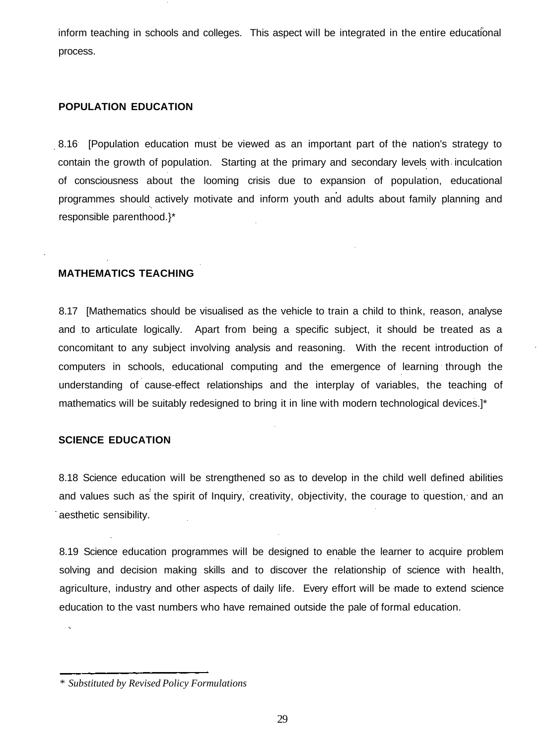inform teaching in schools and colleges. This aspect will be integrated in the entire educational process.

### POPULATION EDUCATION

8.16 [Population education must be viewed as an important part of the nation's strategy to contain the growth of population. Starting at the primary and secondary levels with inculcation of consciousness about the looming crisis due to expansion of population, educational programmes should actively motivate and inform youth and adults about family planning and responsible parenthood.}*

### MATHEMATICS TEACHING

8.17 [Mathematics should be visualised as the vehicle to train a child to think, reason, analyse and to articulate logically. Apart from being a specific subject, it should be treated as a concomitant to any subject involving analysis and reasoning. With the recent introduction of computers in schools, educational computing and the emergence of learning through the understanding of cause-effect relationships and the interplay of variables, the teaching of mathematics will be suitably redesigned to bring it in line with modern technological devices.]*

### SCIENCE EDUCATION

8.18 Science education will be strengthened so as to develop in the child well defined abilities and values such as the spirit of Inquiry, creativity, objectivity, the courage to question, and an aesthetic sensibility.

8.19 Science education programmes will be designed to enable the learner to acquire problem solving and decision making skills and to discover the relationship of science with health, agriculture, industry and other aspects of daily life. Every effort will be made to extend science education to the vast numbers who have remained outside the pale of formal education.

---

*\* Substituted by Revised Policy Formulations*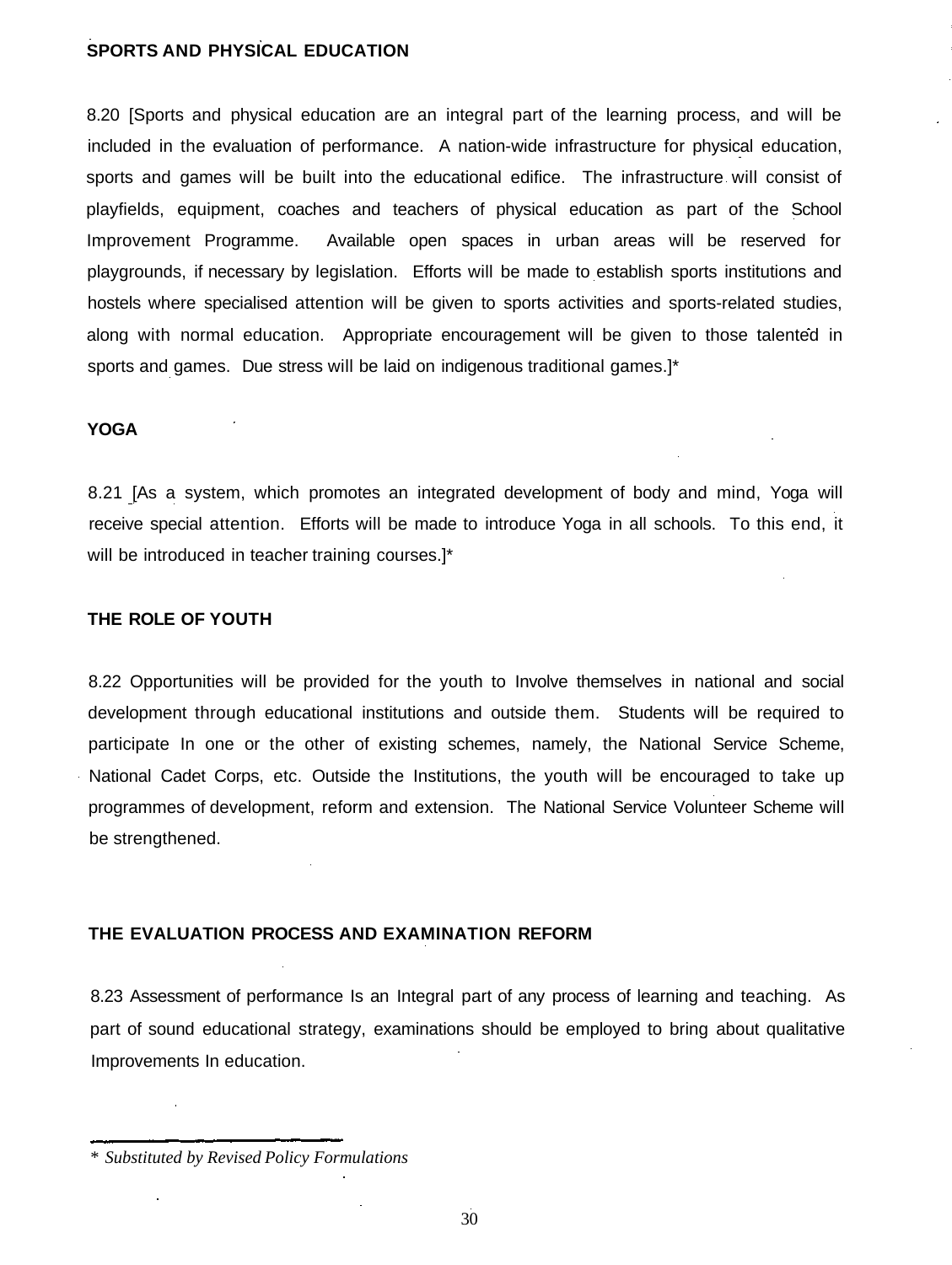## SPORTS AND PHYSICAL EDUCATION

8.20 [Sports and physical education are an integral part of the learning process, and will be included in the evaluation of performance. A nation-wide infrastructure for physical education, sports and games will be built into the educational edifice. The infrastructure will consist of playfields, equipment, coaches and teachers of physical education as part of the School Improvement Programme. Available open spaces in urban areas will be reserved for playgrounds, if necessary by legislation. Efforts will be made to establish sports institutions and hostels where specialised attention will be given to sports activities and sports-related studies, along with normal education. Appropriate encouragement will be given to those talented in sports and games. Due stress will be laid on indigenous traditional games.]*

## YOGA

8.21 [As a system, which promotes an integrated development of body and mind, Yoga will receive special attention. Efforts will be made to introduce Yoga in all schools. To this end, it will be introduced in teacher training courses.]*

## THE ROLE OF YOUTH

8.22 Opportunities will be provided for the youth to Involve themselves in national and social development through educational institutions and outside them. Students will be required to participate In one or the other of existing schemes, namely, the National Service Scheme, National Cadet Corps, etc. Outside the Institutions, the youth will be encouraged to take up programmes of development, reform and extension. The National Service Volunteer Scheme will be strengthened.

## THE EVALUATION PROCESS AND EXAMINATION REFORM

8.23 Assessment of performance Is an Integral part of any process of learning and teaching. As part of sound educational strategy, examinations should be employed to bring about qualitative Improvements In education.

---

\* *Substituted by Revised Policy Formulations*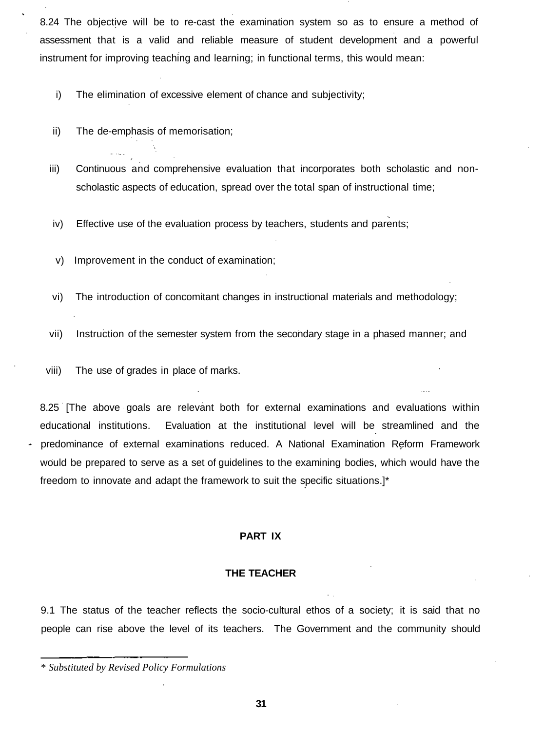8.24 The objective will be to re-cast the examination system so as to ensure a method of assessment that is a valid and reliable measure of student development and a powerful instrument for improving teaching and learning; in functional terms, this would mean:

i) The elimination of excessive element of chance and subjectivity;

ii) The de-emphasis of memorisation;

iii) Continuous and comprehensive evaluation that incorporates both scholastic and non-scholastic aspects of education, spread over the total span of instructional time;

iv) Effective use of the evaluation process by teachers, students and parents;

v) Improvement in the conduct of examination;

vi) The introduction of concomitant changes in instructional materials and methodology;

vii) Instruction of the semester system from the secondary stage in a phased manner; and

viii) The use of grades in place of marks.

8.25 [The above goals are relevant both for external examinations and evaluations within educational institutions. Evaluation at the institutional level will be streamlined and the predominance of external examinations reduced. A National Examination Reform Framework would be prepared to serve as a set of guidelines to the examining bodies, which would have the freedom to innovate and adapt the framework to suit the specific situations.]*

## PART IX

## THE TEACHER

9.1 The status of the teacher reflects the socio-cultural ethos of a society; it is said that no people can rise above the level of its teachers. The Government and the community should

*\* Substituted by Revised Policy Formulations*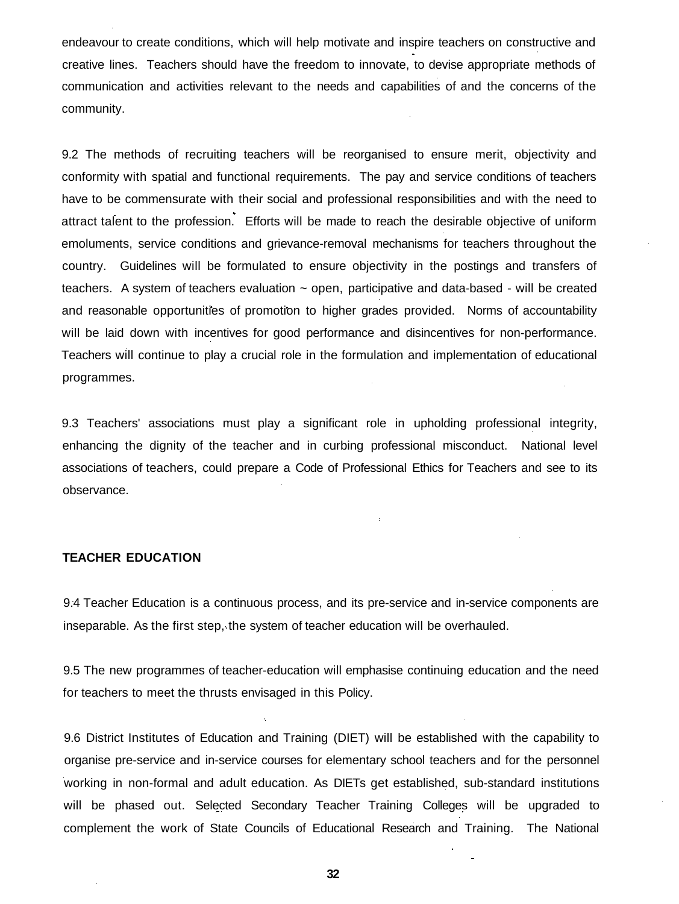endeavour to create conditions, which will help motivate and inspire teachers on constructive and creative lines. Teachers should have the freedom to innovate, to devise appropriate methods of communication and activities relevant to the needs and capabilities of and the concerns of the community.

9.2 The methods of recruiting teachers will be reorganised to ensure merit, objectivity and conformity with spatial and functional requirements. The pay and service conditions of teachers have to be commensurate with their social and professional responsibilities and with the need to attract talent to the profession. Efforts will be made to reach the desirable objective of uniform emoluments, service conditions and grievance-removal mechanisms for teachers throughout the country. Guidelines will be formulated to ensure objectivity in the postings and transfers of teachers. A system of teachers evaluation ~ open, participative and data-based - will be created and reasonable opportunities of promotion to higher grades provided. Norms of accountability will be laid down with incentives for good performance and disincentives for non-performance. Teachers will continue to play a crucial role in the formulation and implementation of educational programmes.

9.3 Teachers' associations must play a significant role in upholding professional integrity, enhancing the dignity of the teacher and in curbing professional misconduct. National level associations of teachers, could prepare a Code of Professional Ethics for Teachers and see to its observance.

**TEACHER EDUCATION**

9.4 Teacher Education is a continuous process, and its pre-service and in-service components are inseparable. As the first step, the system of teacher education will be overhauled.

9.5 The new programmes of teacher-education will emphasise continuing education and the need for teachers to meet the thrusts envisaged in this Policy.

9.6 District Institutes of Education and Training (DIET) will be established with the capability to organise pre-service and in-service courses for elementary school teachers and for the personnel working in non-formal and adult education. As DIETs get established, sub-standard institutions will be phased out. Selected Secondary Teacher Training Colleges will be upgraded to complement the work of State Councils of Educational Research and Training. The National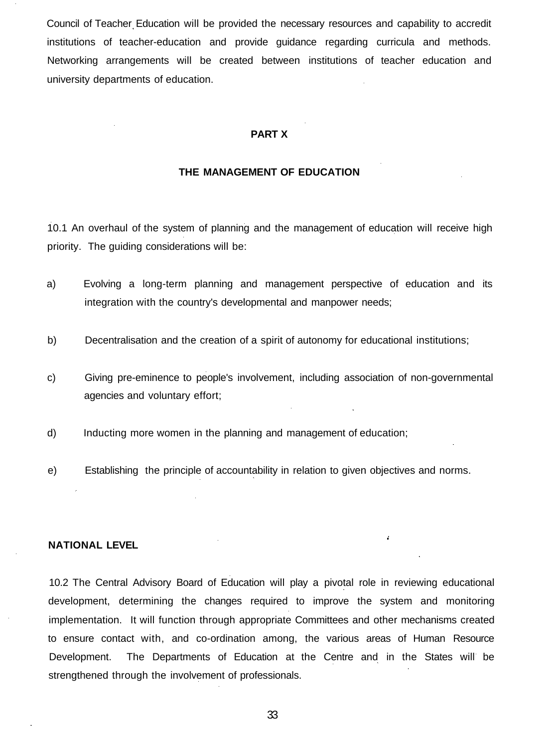Council of Teacher Education will be provided the necessary resources and capability to accredit institutions of teacher-education and provide guidance regarding curricula and methods. Networking arrangements will be created between institutions of teacher education and university departments of education.

## PART X

## THE MANAGEMENT OF EDUCATION

10.1 An overhaul of the system of planning and the management of education will receive high priority. The guiding considerations will be:

a) Evolving a long-term planning and management perspective of education and its integration with the country's developmental and manpower needs;

b) Decentralisation and the creation of a spirit of autonomy for educational institutions;

c) Giving pre-eminence to people's involvement, including association of non-governmental agencies and voluntary effort;

d) Inducting more women in the planning and management of education;

e) Establishing the principle of accountability in relation to given objectives and norms.

### NATIONAL LEVEL

10.2 The Central Advisory Board of Education will play a pivotal role in reviewing educational development, determining the changes required to improve the system and monitoring implementation. It will function through appropriate Committees and other mechanisms created to ensure contact with, and co-ordination among, the various areas of Human Resource Development. The Departments of Education at the Centre and in the States will be strengthened through the involvement of professionals.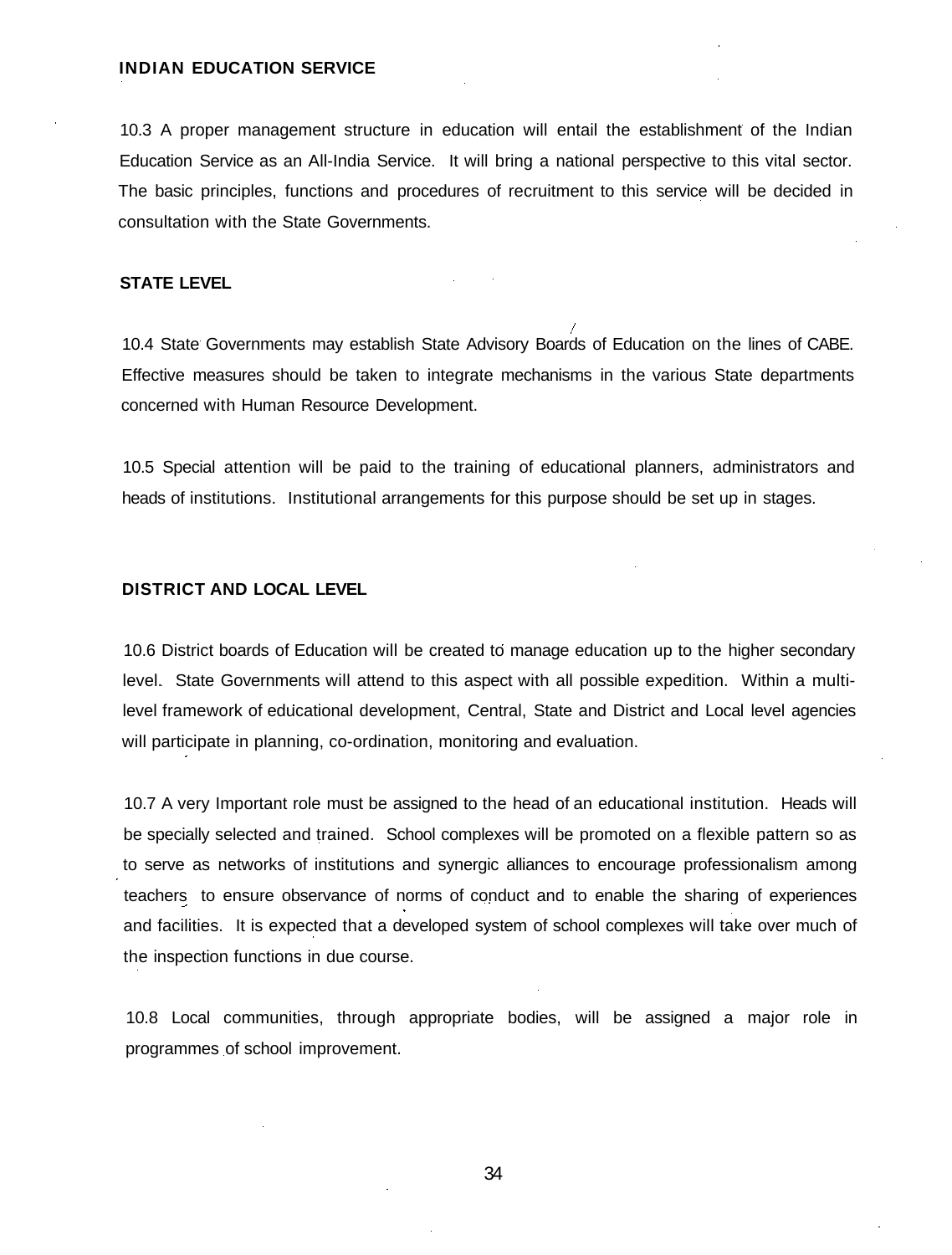## INDIAN EDUCATION SERVICE

10.3 A proper management structure in education will entail the establishment of the Indian Education Service as an All-India Service. It will bring a national perspective to this vital sector. The basic principles, functions and procedures of recruitment to this service will be decided in consultation with the State Governments.

## STATE LEVEL

10.4 State Governments may establish State Advisory Boards of Education on the lines of CABE. Effective measures should be taken to integrate mechanisms in the various State departments concerned with Human Resource Development.

10.5 Special attention will be paid to the training of educational planners, administrators and heads of institutions. Institutional arrangements for this purpose should be set up in stages.

## DISTRICT AND LOCAL LEVEL

10.6 District boards of Education will be created to manage education up to the higher secondary level. State Governments will attend to this aspect with all possible expedition. Within a multi-level framework of educational development, Central, State and District and Local level agencies will participate in planning, co-ordination, monitoring and evaluation.

10.7 A very Important role must be assigned to the head of an educational institution. Heads will be specially selected and trained. School complexes will be promoted on a flexible pattern so as to serve as networks of institutions and synergic alliances to encourage professionalism among teachers to ensure observance of norms of conduct and to enable the sharing of experiences and facilities. It is expected that a developed system of school complexes will take over much of the inspection functions in due course.

10.8 Local communities, through appropriate bodies, will be assigned a major role in programmes of school improvement.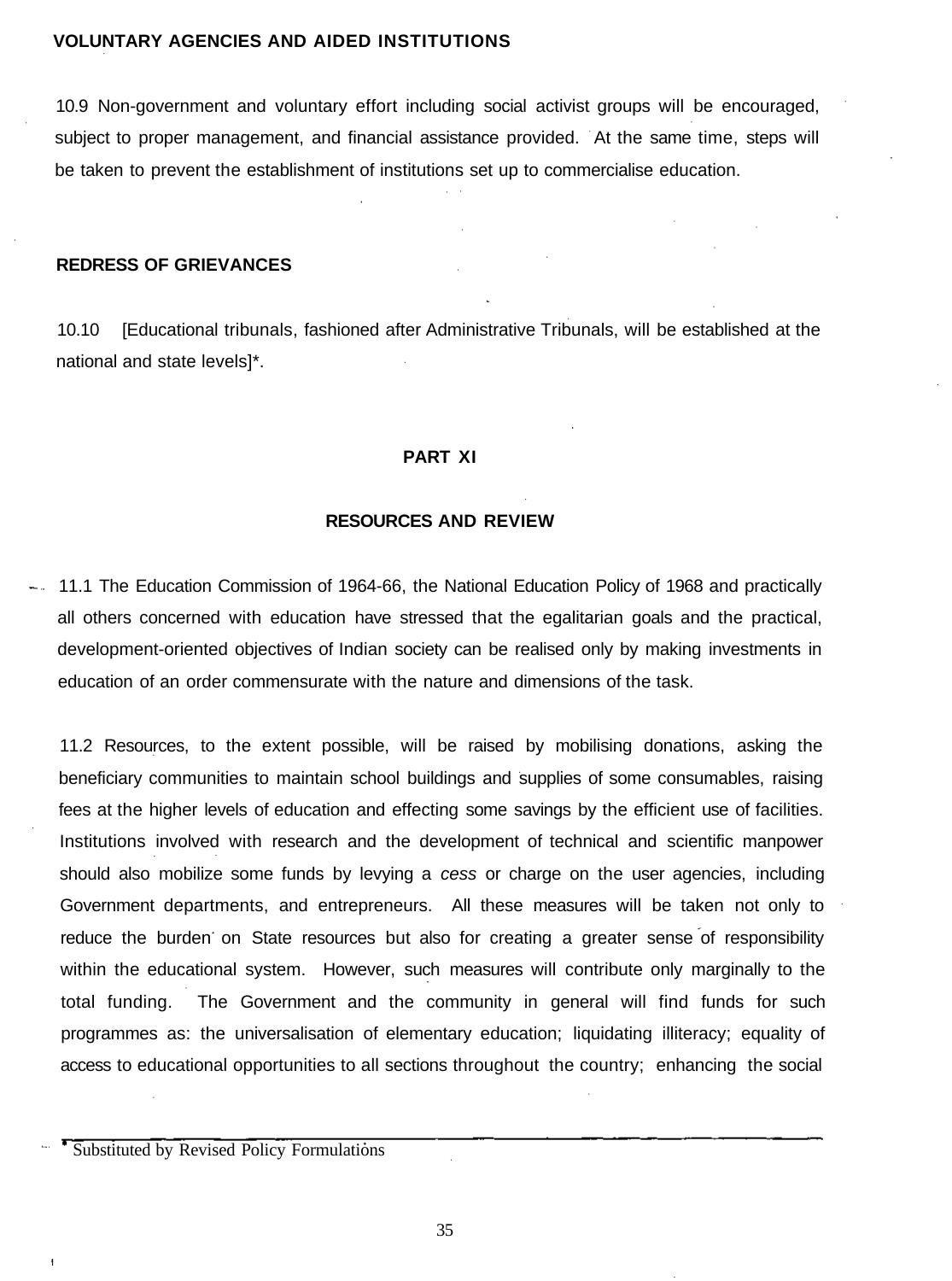## VOLUNTARY AGENCIES AND AIDED INSTITUTIONS

10.9 Non-government and voluntary effort including social activist groups will be encouraged, subject to proper management, and financial assistance provided. At the same time, steps will be taken to prevent the establishment of institutions set up to commercialise education.

## REDRESS OF GRIEVANCES

10.10 [Educational tribunals, fashioned after Administrative Tribunals, will be established at the national and state levels]*.

# PART XI

## RESOURCES AND REVIEW

11.1 The Education Commission of 1964-66, the National Education Policy of 1968 and practically all others concerned with education have stressed that the egalitarian goals and the practical, development-oriented objectives of Indian society can be realised only by making investments in education of an order commensurate with the nature and dimensions of the task.

11.2 Resources, to the extent possible, will be raised by mobilising donations, asking the beneficiary communities to maintain school buildings and supplies of some consumables, raising fees at the higher levels of education and effecting some savings by the efficient use of facilities. Institutions involved with research and the development of technical and scientific manpower should also mobilize some funds by levying a *cess* or charge on the user agencies, including Government departments, and entrepreneurs. All these measures will be taken not only to reduce the burden on State resources but also for creating a greater sense of responsibility within the educational system. However, such measures will contribute only marginally to the total funding. The Government and the community in general will find funds for such programmes as: the universalisation of elementary education; liquidating illiteracy; equality of access to educational opportunities to all sections throughout the country; enhancing the social

---

* Substituted by Revised Policy Formulations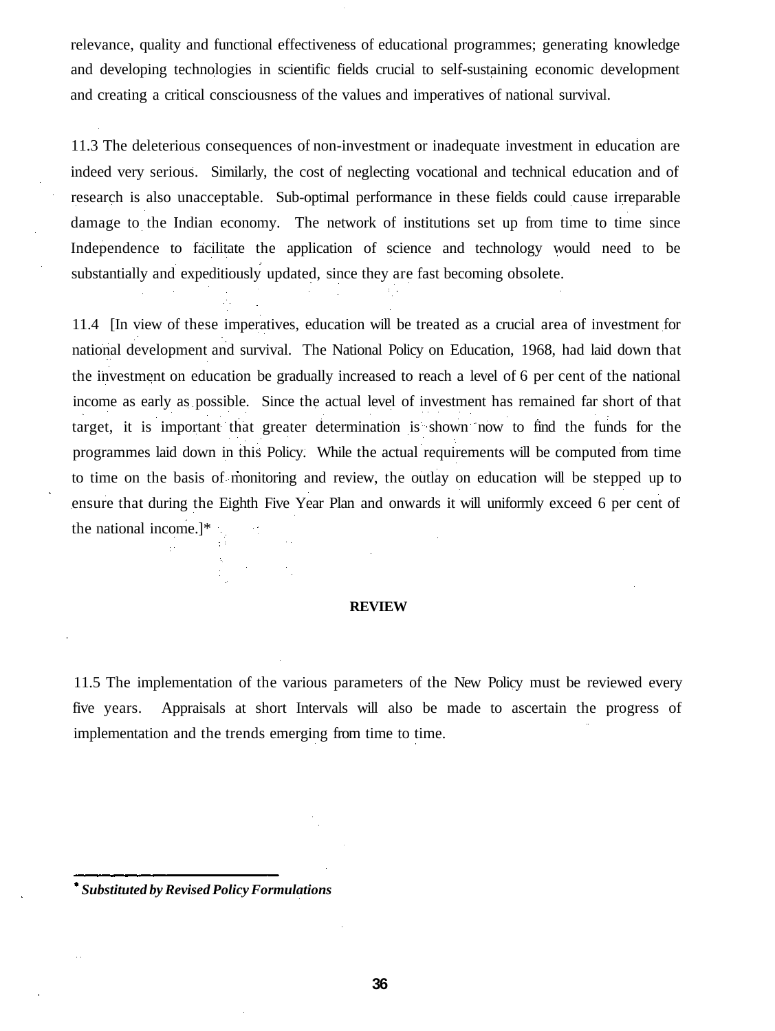relevance, quality and functional effectiveness of educational programmes; generating knowledge and developing technologies in scientific fields crucial to self-sustaining economic development and creating a critical consciousness of the values and imperatives of national survival.

11.3 The deleterious consequences of non-investment or inadequate investment in education are indeed very serious. Similarly, the cost of neglecting vocational and technical education and of research is also unacceptable. Sub-optimal performance in these fields could cause irreparable damage to the Indian economy. The network of institutions set up from time to time since Independence to facilitate the application of science and technology would need to be substantially and expeditiously updated, since they are fast becoming obsolete.

11.4 [In view of these imperatives, education will be treated as a crucial area of investment for national development and survival. The National Policy on Education, 1968, had laid down that the investment on education be gradually increased to reach a level of 6 per cent of the national income as early as possible. Since the actual level of investment has remained far short of that target, it is important that greater determination is shown now to find the funds for the programmes laid down in this Policy. While the actual requirements will be computed from time to time on the basis of monitoring and review, the outlay on education will be stepped up to ensure that during the Eighth Five Year Plan and onwards it will uniformly exceed 6 per cent of the national income.]*

**REVIEW**

11.5 The implementation of the various parameters of the New Policy must be reviewed every five years. Appraisals at short Intervals will also be made to ascertain the progress of implementation and the trends emerging from time to time.

---

* ***Substituted by Revised Policy Formulations***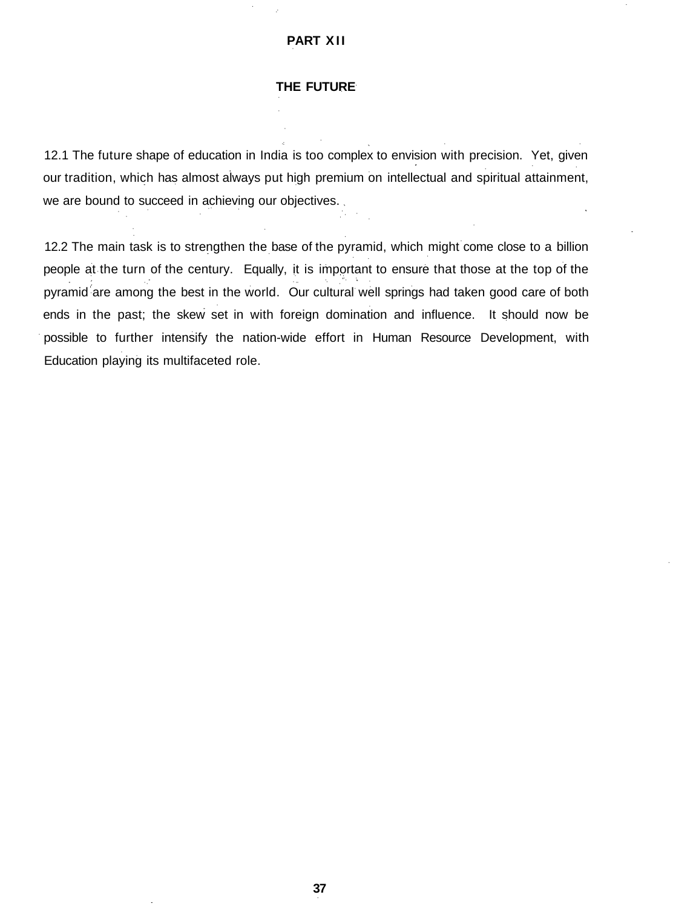# PART XII

## THE FUTURE

12.1 The future shape of education in India is too complex to envision with precision. Yet, given our tradition, which has almost always put high premium on intellectual and spiritual attainment, we are bound to succeed in achieving our objectives.

12.2 The main task is to strengthen the base of the pyramid, which might come close to a billion people at the turn of the century. Equally, it is important to ensure that those at the top of the pyramid are among the best in the world. Our cultural well springs had taken good care of both ends in the past; the skew set in with foreign domination and influence. It should now be possible to further intensify the nation-wide effort in Human Resource Development, with Education playing its multifaceted role.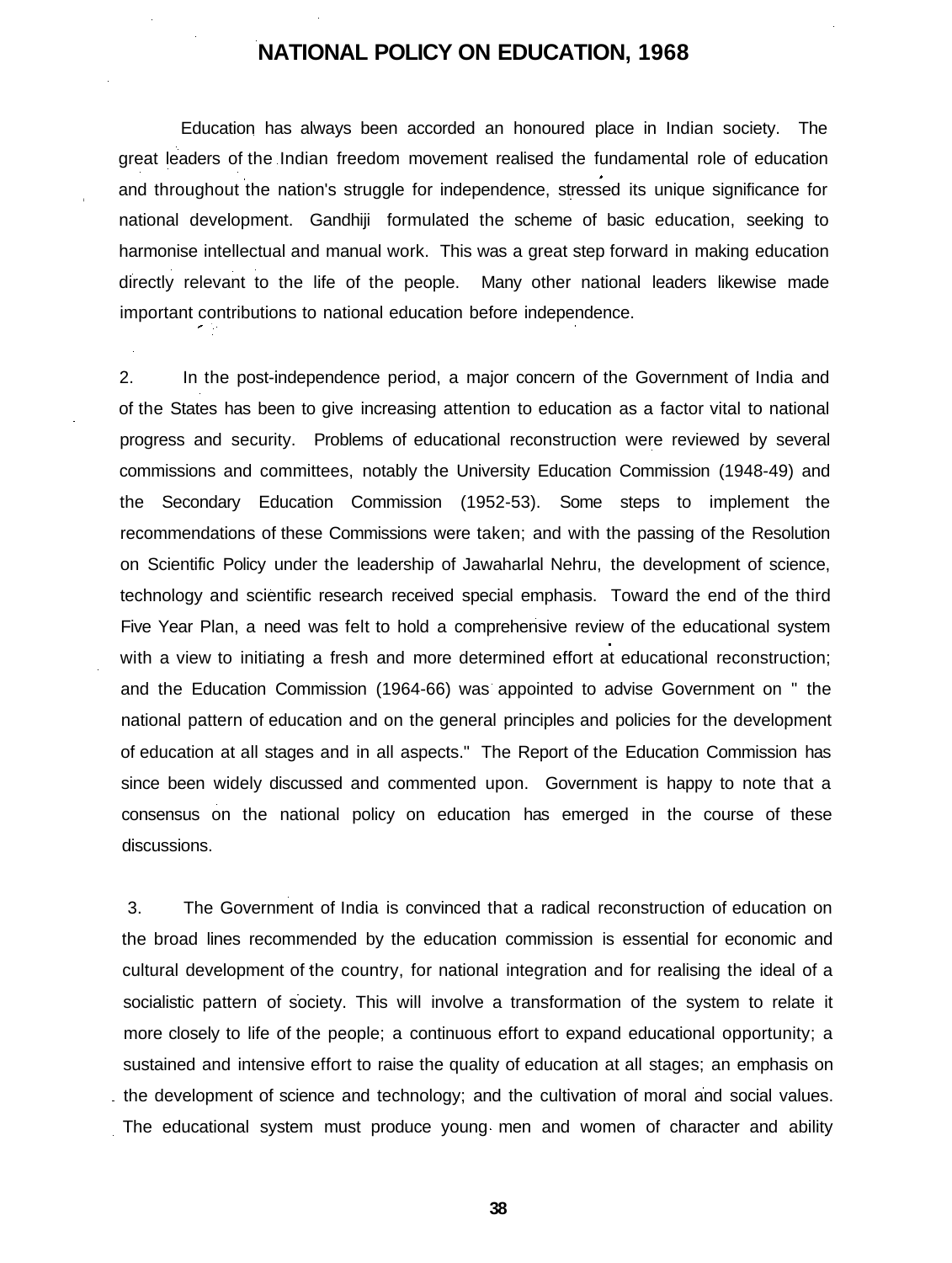# NATIONAL POLICY ON EDUCATION, 1968

Education has always been accorded an honoured place in Indian society. The great leaders of the Indian freedom movement realised the fundamental role of education and throughout the nation's struggle for independence, stressed its unique significance for national development. Gandhiji formulated the scheme of basic education, seeking to harmonise intellectual and manual work. This was a great step forward in making education directly relevant to the life of the people. Many other national leaders likewise made important contributions to national education before independence.

2. In the post-independence period, a major concern of the Government of India and of the States has been to give increasing attention to education as a factor vital to national progress and security. Problems of educational reconstruction were reviewed by several commissions and committees, notably the University Education Commission (1948-49) and the Secondary Education Commission (1952-53). Some steps to implement the recommendations of these Commissions were taken; and with the passing of the Resolution on Scientific Policy under the leadership of Jawaharlal Nehru, the development of science, technology and scientific research received special emphasis. Toward the end of the third Five Year Plan, a need was felt to hold a comprehensive review of the educational system with a view to initiating a fresh and more determined effort at educational reconstruction; and the Education Commission (1964-66) was appointed to advise Government on " the national pattern of education and on the general principles and policies for the development of education at all stages and in all aspects." The Report of the Education Commission has since been widely discussed and commented upon. Government is happy to note that a consensus on the national policy on education has emerged in the course of these discussions.

3. The Government of India is convinced that a radical reconstruction of education on the broad lines recommended by the education commission is essential for economic and cultural development of the country, for national integration and for realising the ideal of a socialistic pattern of society. This will involve a transformation of the system to relate it more closely to life of the people; a continuous effort to expand educational opportunity; a sustained and intensive effort to raise the quality of education at all stages; an emphasis on the development of science and technology; and the cultivation of moral and social values. The educational system must produce young men and women of character and ability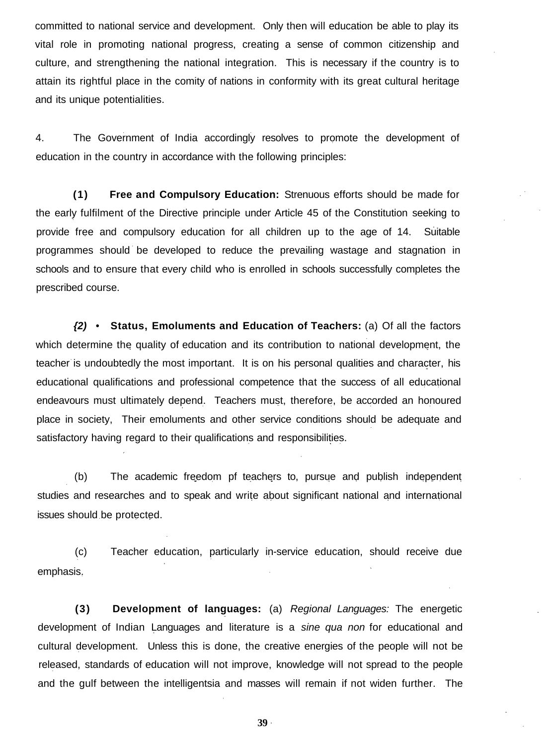committed to national service and development. Only then will education be able to play its vital role in promoting national progress, creating a sense of common citizenship and culture, and strengthening the national integration. This is necessary if the country is to attain its rightful place in the comity of nations in conformity with its great cultural heritage and its unique potentialities.

4. The Government of India accordingly resolves to promote the development of education in the country in accordance with the following principles:

**(1) Free and Compulsory Education:** Strenuous efforts should be made for the early fulfilment of the Directive principle under Article 45 of the Constitution seeking to provide free and compulsory education for all children up to the age of 14. Suitable programmes should be developed to reduce the prevailing wastage and stagnation in schools and to ensure that every child who is enrolled in schools successfully completes the prescribed course.

***(2)*** • **Status, Emoluments and Education of Teachers:** (a) Of all the factors which determine the quality of education and its contribution to national development, the teacher is undoubtedly the most important. It is on his personal qualities and character, his educational qualifications and professional competence that the success of all educational endeavours must ultimately depend. Teachers must, therefore, be accorded an honoured place in society, Their emoluments and other service conditions should be adequate and satisfactory having regard to their qualifications and responsibilities.

(b) The academic freedom pf teachers to, pursue and publish independent studies and researches and to speak and write about significant national and international issues should be protected.

(c) Teacher education, particularly in-service education, should receive due emphasis.

**(3) Development of languages:** (a) *Regional Languages:* The energetic development of Indian Languages and literature is a *sine qua non* for educational and cultural development. Unless this is done, the creative energies of the people will not be released, standards of education will not improve, knowledge will not spread to the people and the gulf between the intelligentsia and masses will remain if not widen further. The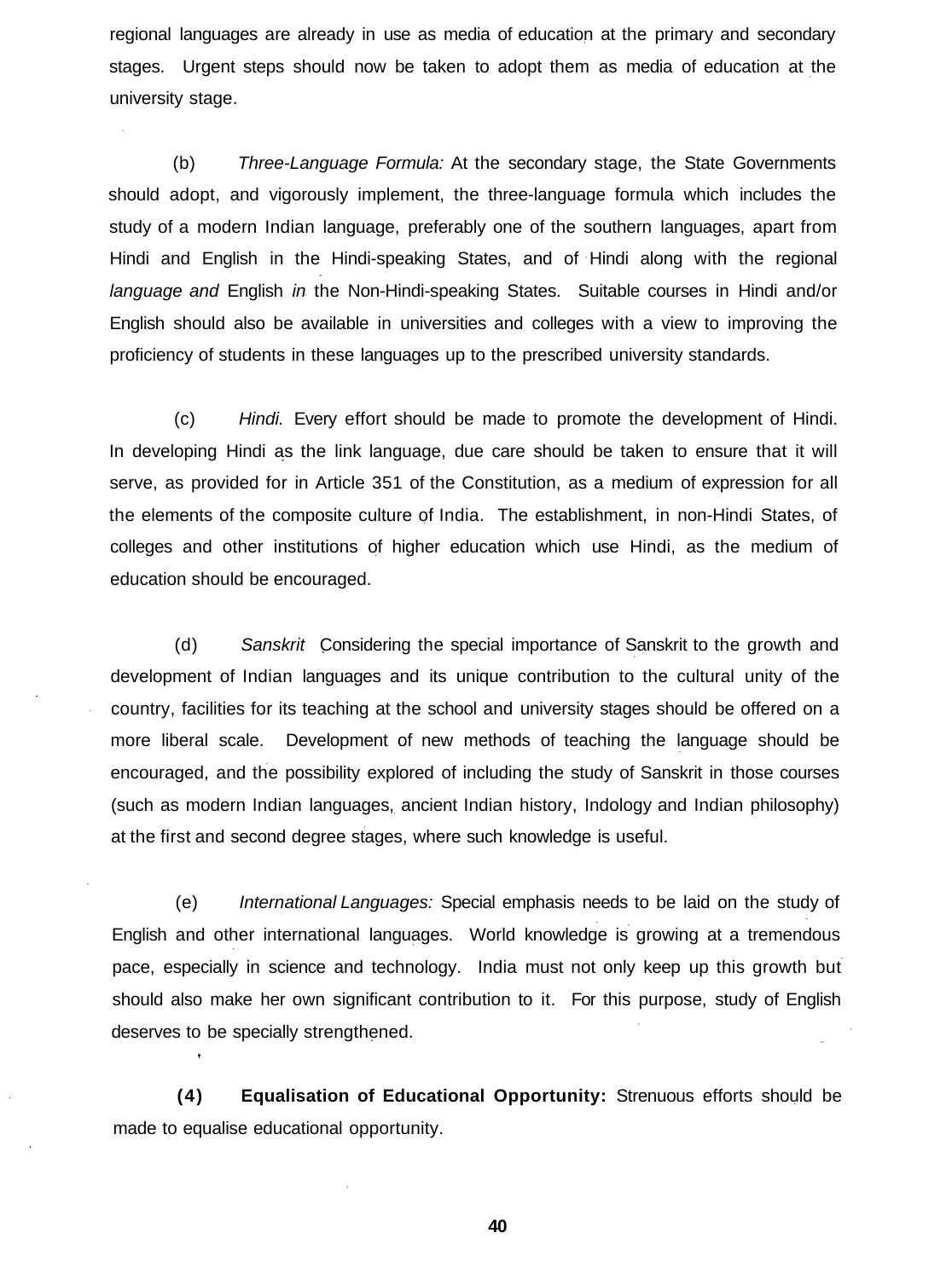regional languages are already in use as media of education at the primary and secondary stages. Urgent steps should now be taken to adopt them as media of education at the university stage.

(b) *Three-Language Formula:* At the secondary stage, the State Governments should adopt, and vigorously implement, the three-language formula which includes the study of a modern Indian language, preferably one of the southern languages, apart from Hindi and English in the Hindi-speaking States, and of Hindi along with the regional *language and* English *in* the Non-Hindi-speaking States. Suitable courses in Hindi and/or English should also be available in universities and colleges with a view to improving the proficiency of students in these languages up to the prescribed university standards.

(c) *Hindi.* Every effort should be made to promote the development of Hindi. In developing Hindi as the link language, due care should be taken to ensure that it will serve, as provided for in Article 351 of the Constitution, as a medium of expression for all the elements of the composite culture of India. The establishment, in non-Hindi States, of colleges and other institutions of higher education which use Hindi, as the medium of education should be encouraged.

(d) *Sanskrit* Considering the special importance of Sanskrit to the growth and development of Indian languages and its unique contribution to the cultural unity of the country, facilities for its teaching at the school and university stages should be offered on a more liberal scale. Development of new methods of teaching the language should be encouraged, and the possibility explored of including the study of Sanskrit in those courses (such as modern Indian languages, ancient Indian history, Indology and Indian philosophy) at the first and second degree stages, where such knowledge is useful.

(e) *International Languages:* Special emphasis needs to be laid on the study of English and other international languages. World knowledge is growing at a tremendous pace, especially in science and technology. India must not only keep up this growth but should also make her own significant contribution to it. For this purpose, study of English deserves to be specially strengthened.

**(4) Equalisation of Educational Opportunity:** Strenuous efforts should be made to equalise educational opportunity.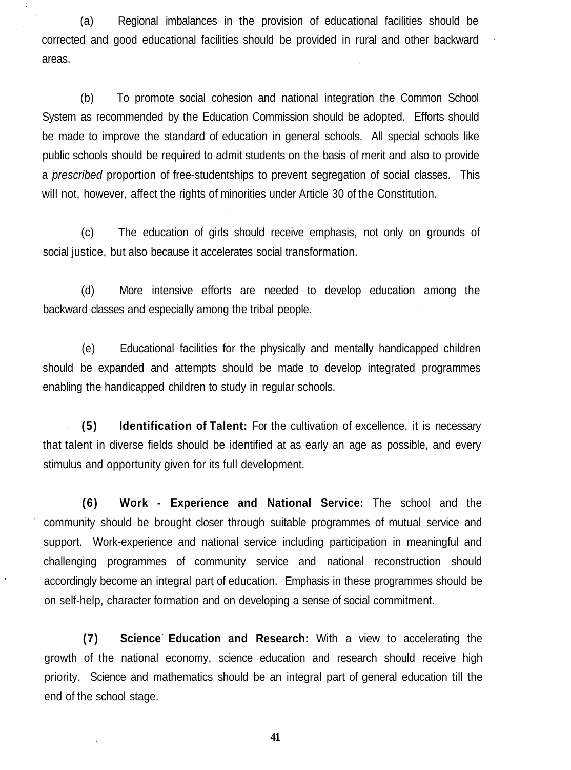(a) Regional imbalances in the provision of educational facilities should be corrected and good educational facilities should be provided in rural and other backward areas.

(b) To promote social cohesion and national integration the Common School System as recommended by the Education Commission should be adopted. Efforts should be made to improve the standard of education in general schools. All special schools like public schools should be required to admit students on the basis of merit and also to provide a *prescribed* proportion of free-studentships to prevent segregation of social classes. This will not, however, affect the rights of minorities under Article 30 of the Constitution.

(c) The education of girls should receive emphasis, not only on grounds of social justice, but also because it accelerates social transformation.

(d) More intensive efforts are needed to develop education among the backward classes and especially among the tribal people.

(e) Educational facilities for the physically and mentally handicapped children should be expanded and attempts should be made to develop integrated programmes enabling the handicapped children to study in regular schools.

**(5) Identification of Talent:** For the cultivation of excellence, it is necessary that talent in diverse fields should be identified at as early an age as possible, and every stimulus and opportunity given for its full development.

**(6) Work - Experience and National Service:** The school and the community should be brought closer through suitable programmes of mutual service and support. Work-experience and national service including participation in meaningful and challenging programmes of community service and national reconstruction should accordingly become an integral part of education. Emphasis in these programmes should be on self-help, character formation and on developing a sense of social commitment.

**(7) Science Education and Research:** With a view to accelerating the growth of the national economy, science education and research should receive high priority. Science and mathematics should be an integral part of general education till the end of the school stage.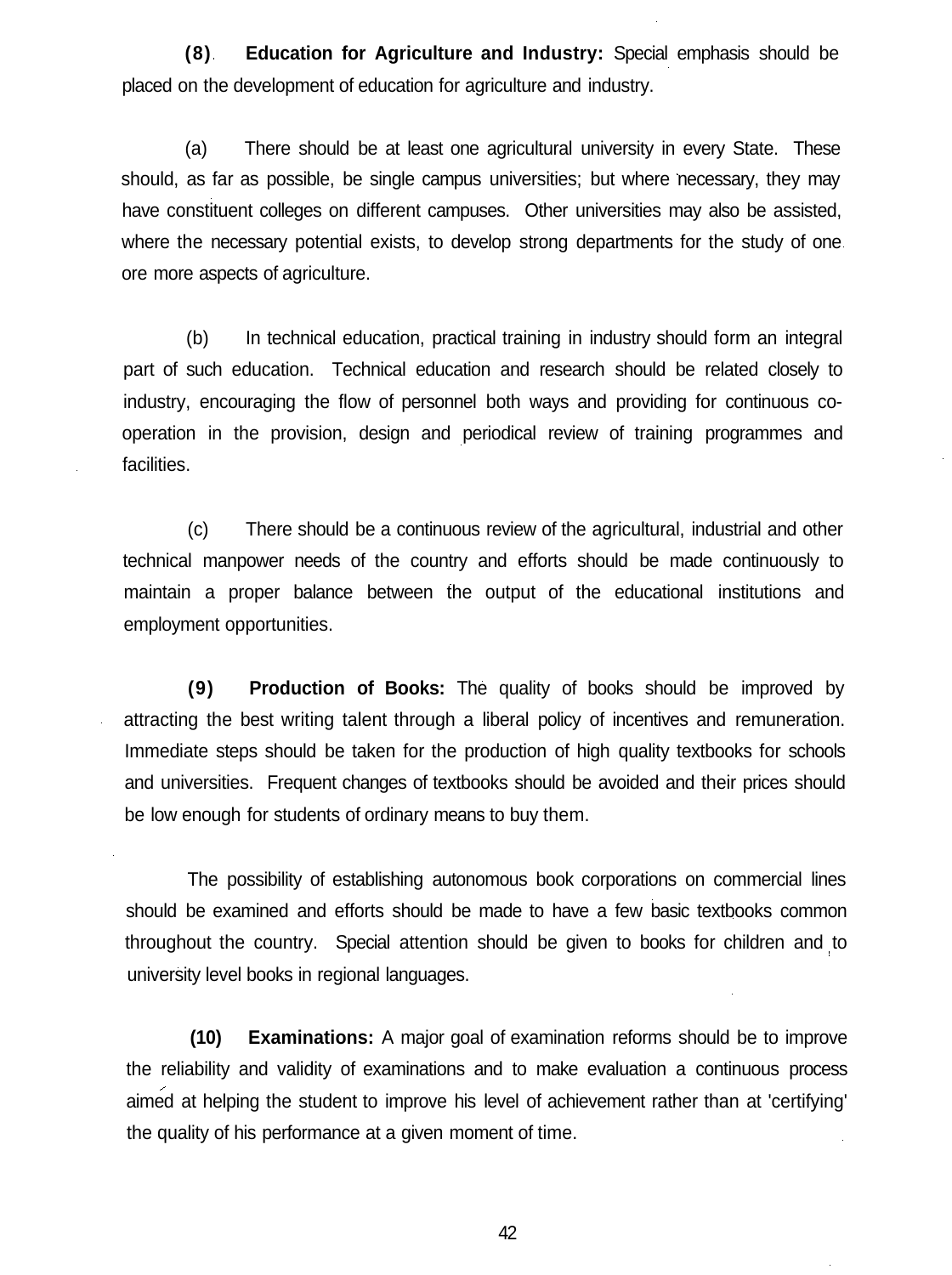**(8)** **Education for Agriculture and Industry:** Special emphasis should be placed on the development of education for agriculture and industry.

(a) There should be at least one agricultural university in every State. These should, as far as possible, be single campus universities; but where necessary, they may have constituent colleges on different campuses. Other universities may also be assisted, where the necessary potential exists, to develop strong departments for the study of one ore more aspects of agriculture.

(b) In technical education, practical training in industry should form an integral part of such education. Technical education and research should be related closely to industry, encouraging the flow of personnel both ways and providing for continuous co-operation in the provision, design and periodical review of training programmes and facilities.

(c) There should be a continuous review of the agricultural, industrial and other technical manpower needs of the country and efforts should be made continuously to maintain a proper balance between the output of the educational institutions and employment opportunities.

**(9)** **Production of Books:** The quality of books should be improved by attracting the best writing talent through a liberal policy of incentives and remuneration. Immediate steps should be taken for the production of high quality textbooks for schools and universities. Frequent changes of textbooks should be avoided and their prices should be low enough for students of ordinary means to buy them.

The possibility of establishing autonomous book corporations on commercial lines should be examined and efforts should be made to have a few basic textbooks common throughout the country. Special attention should be given to books for children and to university level books in regional languages.

**(10)** **Examinations:** A major goal of examination reforms should be to improve the reliability and validity of examinations and to make evaluation a continuous process aimed at helping the student to improve his level of achievement rather than at 'certifying' the quality of his performance at a given moment of time.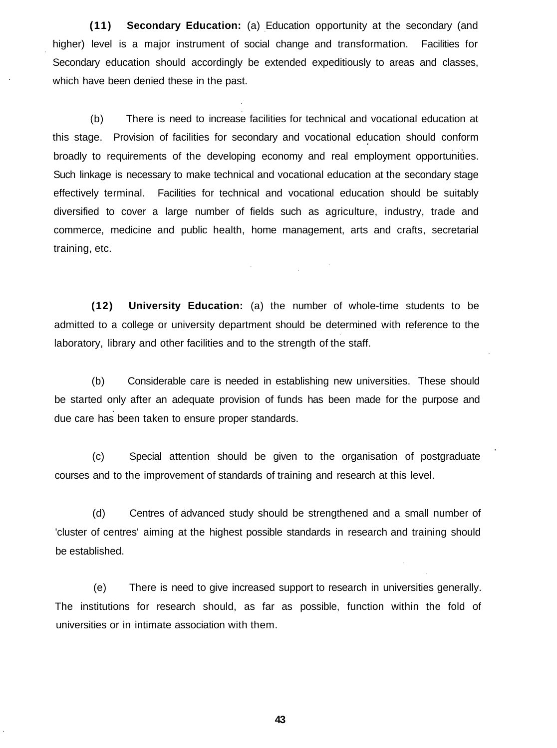**(11) Secondary Education:** (a) Education opportunity at the secondary (and higher) level is a major instrument of social change and transformation. Facilities for Secondary education should accordingly be extended expeditiously to areas and classes, which have been denied these in the past.

(b) There is need to increase facilities for technical and vocational education at this stage. Provision of facilities for secondary and vocational education should conform broadly to requirements of the developing economy and real employment opportunities. Such linkage is necessary to make technical and vocational education at the secondary stage effectively terminal. Facilities for technical and vocational education should be suitably diversified to cover a large number of fields such as agriculture, industry, trade and commerce, medicine and public health, home management, arts and crafts, secretarial training, etc.

**(12) University Education:** (a) the number of whole-time students to be admitted to a college or university department should be determined with reference to the laboratory, library and other facilities and to the strength of the staff.

(b) Considerable care is needed in establishing new universities. These should be started only after an adequate provision of funds has been made for the purpose and due care has been taken to ensure proper standards.

(c) Special attention should be given to the organisation of postgraduate courses and to the improvement of standards of training and research at this level.

(d) Centres of advanced study should be strengthened and a small number of 'cluster of centres' aiming at the highest possible standards in research and training should be established.

(e) There is need to give increased support to research in universities generally. The institutions for research should, as far as possible, function within the fold of universities or in intimate association with them.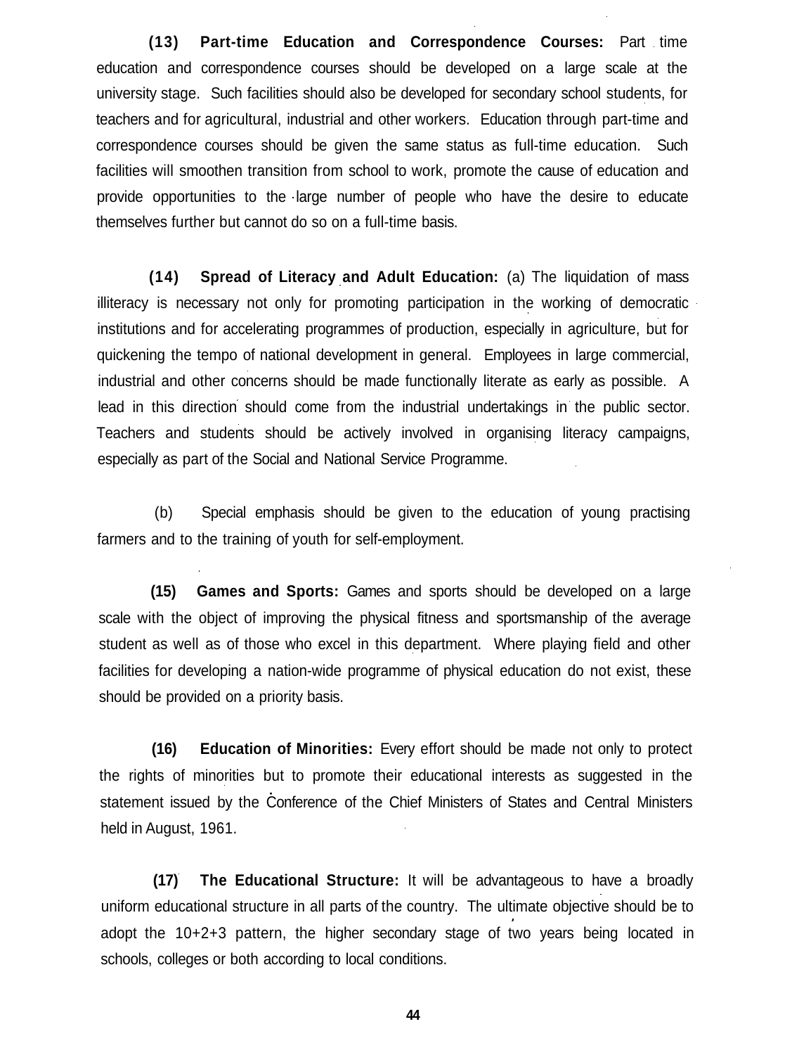**(13) Part-time Education and Correspondence Courses:** Part time education and correspondence courses should be developed on a large scale at the university stage. Such facilities should also be developed for secondary school students, for teachers and for agricultural, industrial and other workers. Education through part-time and correspondence courses should be given the same status as full-time education. Such facilities will smoothen transition from school to work, promote the cause of education and provide opportunities to the large number of people who have the desire to educate themselves further but cannot do so on a full-time basis.

**(14) Spread of Literacy and Adult Education:** (a) The liquidation of mass illiteracy is necessary not only for promoting participation in the working of democratic institutions and for accelerating programmes of production, especially in agriculture, but for quickening the tempo of national development in general. Employees in large commercial, industrial and other concerns should be made functionally literate as early as possible. A lead in this direction should come from the industrial undertakings in the public sector. Teachers and students should be actively involved in organising literacy campaigns, especially as part of the Social and National Service Programme.

(b) Special emphasis should be given to the education of young practising farmers and to the training of youth for self-employment.

**(15) Games and Sports:** Games and sports should be developed on a large scale with the object of improving the physical fitness and sportsmanship of the average student as well as of those who excel in this department. Where playing field and other facilities for developing a nation-wide programme of physical education do not exist, these should be provided on a priority basis.

**(16) Education of Minorities:** Every effort should be made not only to protect the rights of minorities but to promote their educational interests as suggested in the statement issued by the Conference of the Chief Ministers of States and Central Ministers held in August, 1961.

**(17) The Educational Structure:** It will be advantageous to have a broadly uniform educational structure in all parts of the country. The ultimate objective should be to adopt the 10+2+3 pattern, the higher secondary stage of two years being located in schools, colleges or both according to local conditions.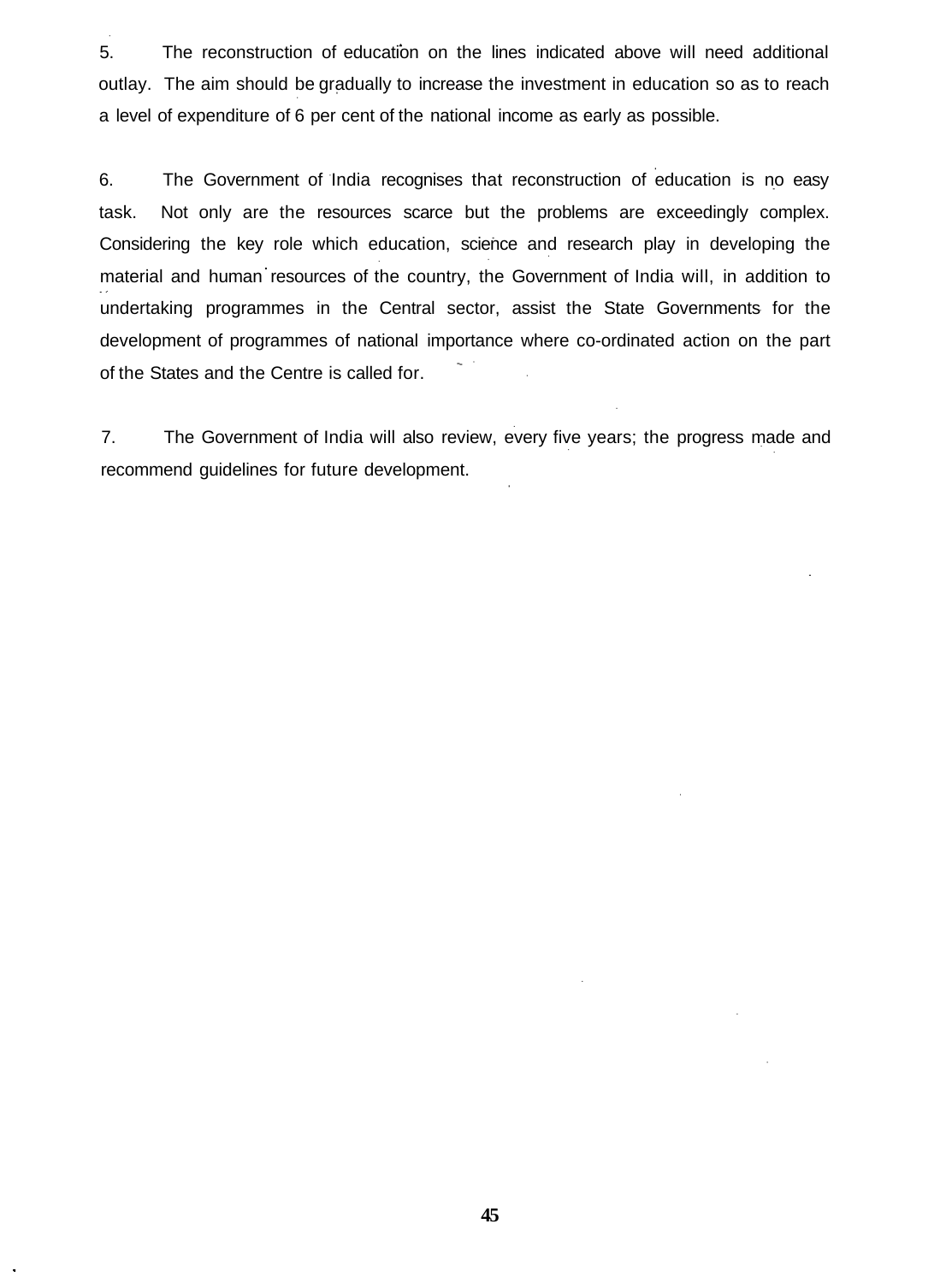5. The reconstruction of education on the lines indicated above will need additional outlay. The aim should be gradually to increase the investment in education so as to reach a level of expenditure of 6 per cent of the national income as early as possible.

6. The Government of India recognises that reconstruction of education is no easy task. Not only are the resources scarce but the problems are exceedingly complex. Considering the key role which education, science and research play in developing the material and human resources of the country, the Government of India will, in addition to undertaking programmes in the Central sector, assist the State Governments for the development of programmes of national importance where co-ordinated action on the part of the States and the Centre is called for.

7. The Government of India will also review, every five years; the progress made and recommend guidelines for future development.